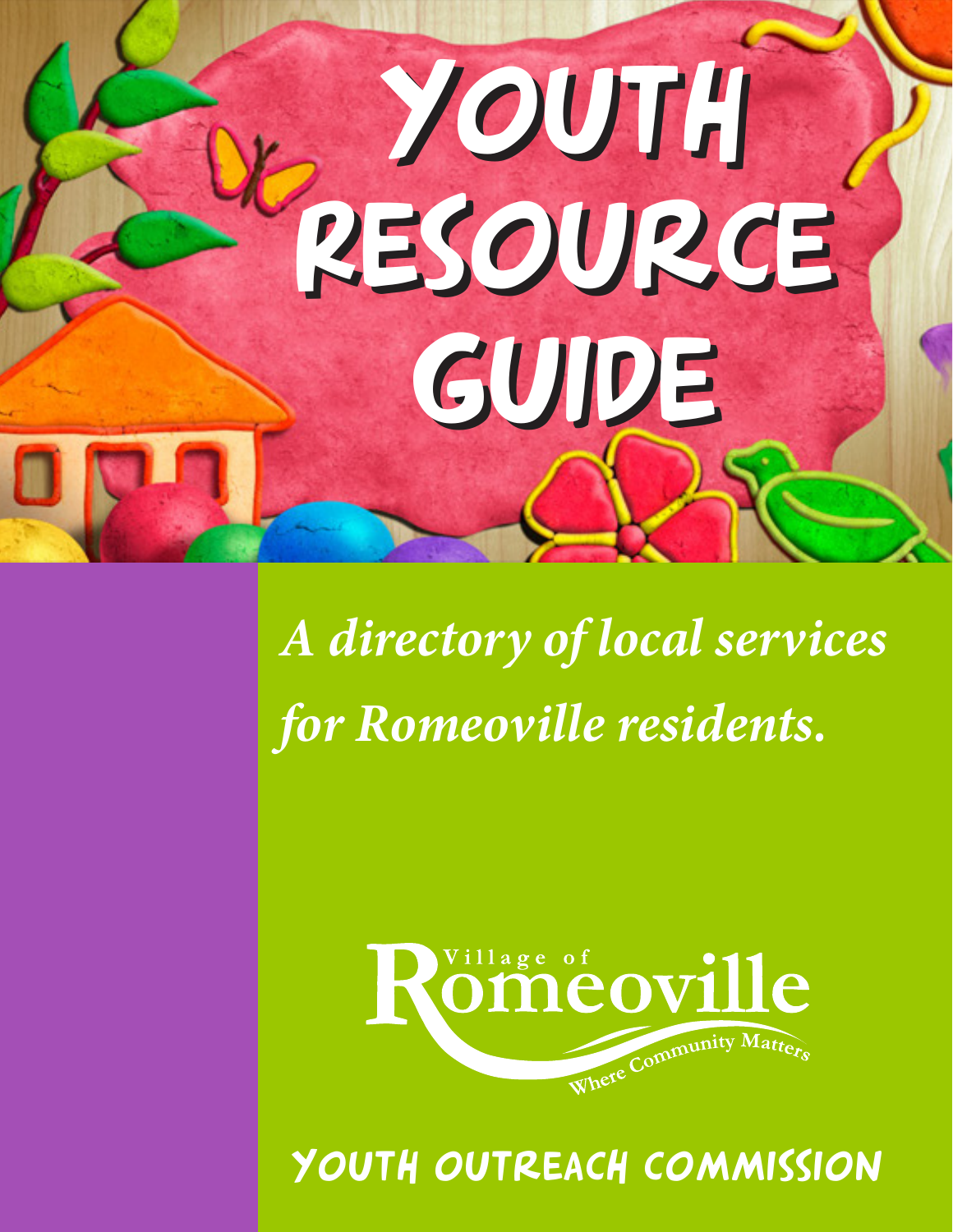# YOUTH RESOURCE GUIDE

*A directory of local services for Romeoville residents.*

Village of Romeoville
Where Community Matters

YOUTH OUTREACH COMMISSION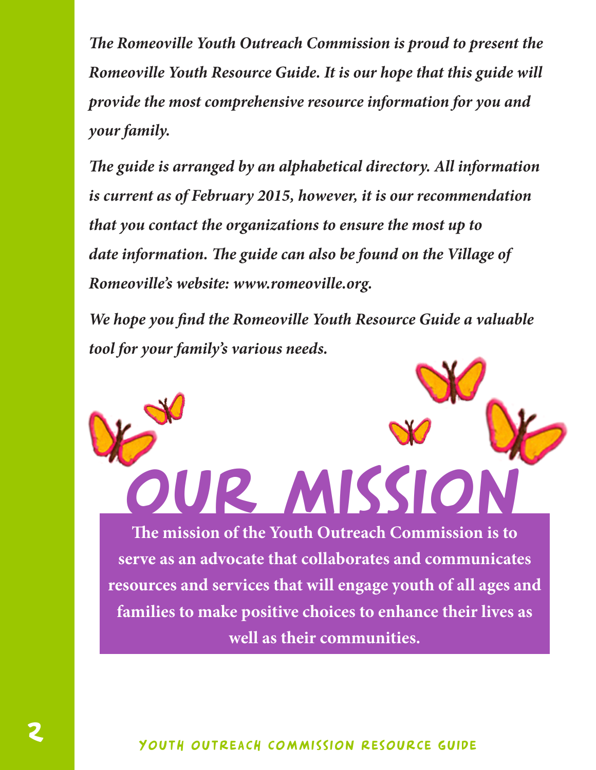*The Romeoville Youth Outreach Commission is proud to present the Romeoville Youth Resource Guide. It is our hope that this guide will provide the most comprehensive resource information for you and your family.*

*The guide is arranged by an alphabetical directory. All information is current as of February 2015, however, it is our recommendation that you contact the organizations to ensure the most up to date information. The guide can also be found on the Village of Romeoville's website: www.romeoville.org.*

*We hope you find the Romeoville Youth Resource Guide a valuable tool for your family's various needs.*

# OUR MISSION

**The mission of the Youth Outreach Commission is to serve as an advocate that collaborates and communicates resources and services that will engage youth of all ages and families to make positive choices to enhance their lives as well as their communities.**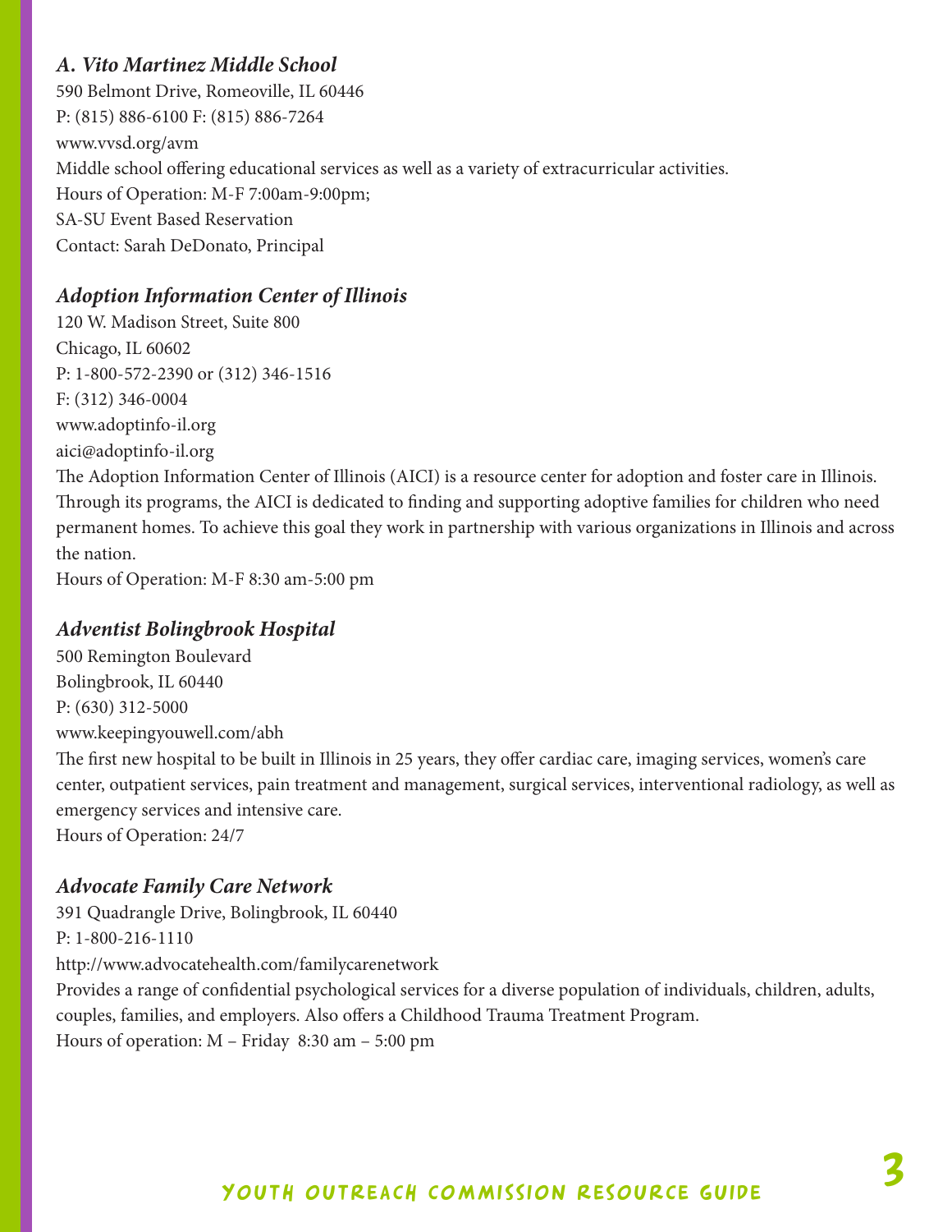### *A. Vito Martinez Middle School*

590 Belmont Drive, Romeoville, IL 60446
P: (815) 886-6100 F: (815) 886-7264
www.vvsd.org/avm
Middle school offering educational services as well as a variety of extracurricular activities.
Hours of Operation: M-F 7:00am-9:00pm;
SA-SU Event Based Reservation
Contact: Sarah DeDonato, Principal

### *Adoption Information Center of Illinois*

120 W. Madison Street, Suite 800
Chicago, IL 60602
P: 1-800-572-2390 or (312) 346-1516
F: (312) 346-0004
www.adoptinfo-il.org
aici@adoptinfo-il.org
The Adoption Information Center of Illinois (AICI) is a resource center for adoption and foster care in Illinois. Through its programs, the AICI is dedicated to finding and supporting adoptive families for children who need permanent homes. To achieve this goal they work in partnership with various organizations in Illinois and across the nation.
Hours of Operation: M-F 8:30 am-5:00 pm

### *Adventist Bolingbrook Hospital*

500 Remington Boulevard
Bolingbrook, IL 60440
P: (630) 312-5000
www.keepingyouwell.com/abh
The first new hospital to be built in Illinois in 25 years, they offer cardiac care, imaging services, women's care center, outpatient services, pain treatment and management, surgical services, interventional radiology, as well as emergency services and intensive care.
Hours of Operation: 24/7

### *Advocate Family Care Network*

391 Quadrangle Drive, Bolingbrook, IL 60440
P: 1-800-216-1110
http://www.advocatehealth.com/familycarenetwork
Provides a range of confidential psychological services for a diverse population of individuals, children, adults, couples, families, and employers. Also offers a Childhood Trauma Treatment Program.
Hours of operation: M – Friday 8:30 am – 5:00 pm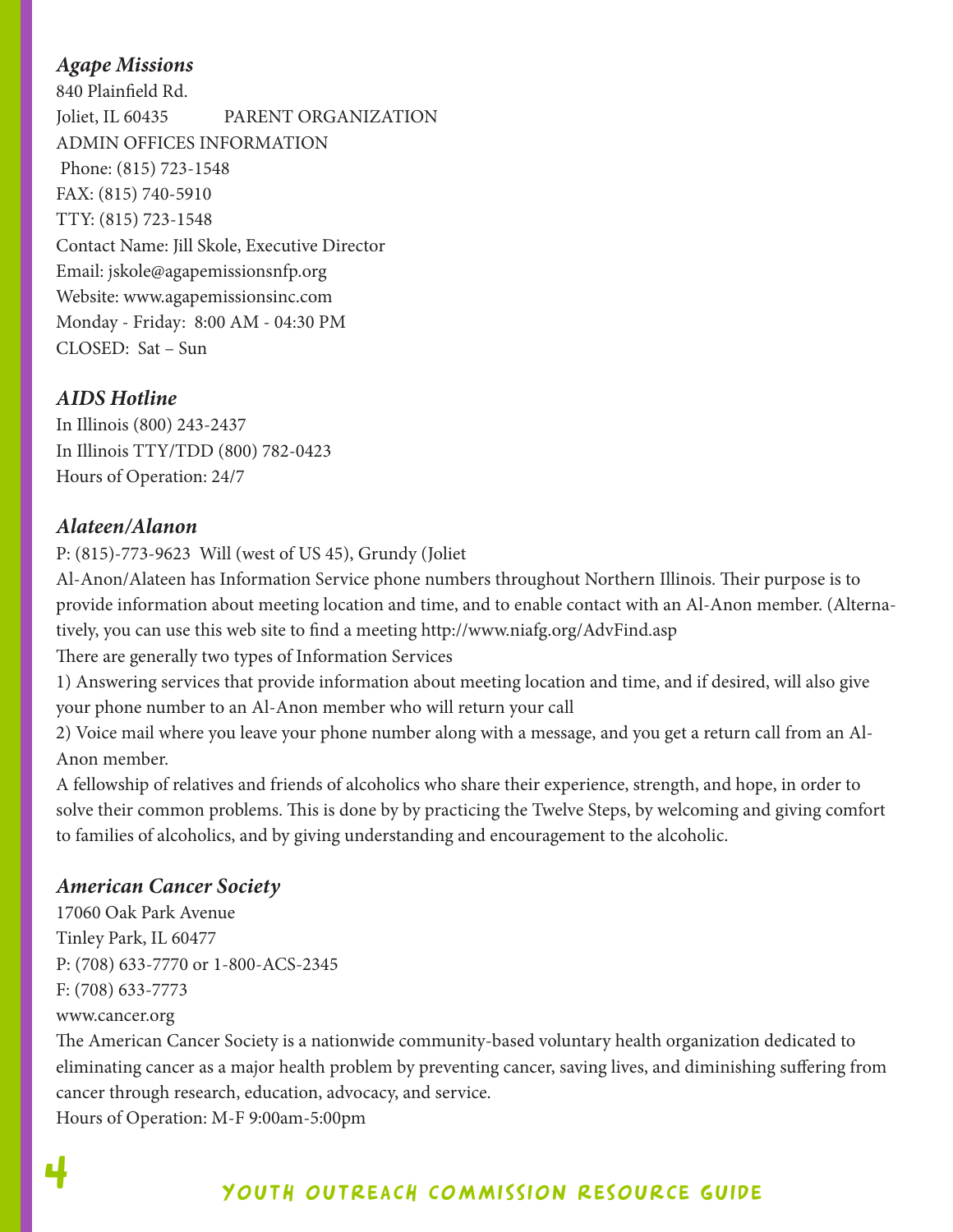### *Agape Missions*

840 Plainfield Rd.
Joliet, IL 60435 PARENT ORGANIZATION
ADMIN OFFICES INFORMATION
Phone: (815) 723-1548
FAX: (815) 740-5910
TTY: (815) 723-1548
Contact Name: Jill Skole, Executive Director
Email: jskole@agapemissionsnfp.org
Website: www.agapemissionsinc.com
Monday - Friday: 8:00 AM - 04:30 PM
CLOSED: Sat – Sun

### *AIDS Hotline*

In Illinois (800) 243-2437
In Illinois TTY/TDD (800) 782-0423
Hours of Operation: 24/7

### *Alateen/Alanon*

P: (815)-773-9623 Will (west of US 45), Grundy (Joliet
Al-Anon/Alateen has Information Service phone numbers throughout Northern Illinois. Their purpose is to provide information about meeting location and time, and to enable contact with an Al-Anon member. (Alternatively, you can use this web site to find a meeting http://www.niafg.org/AdvFind.asp
There are generally two types of Information Services
1) Answering services that provide information about meeting location and time, and if desired, will also give your phone number to an Al-Anon member who will return your call
2) Voice mail where you leave your phone number along with a message, and you get a return call from an Al-Anon member.
A fellowship of relatives and friends of alcoholics who share their experience, strength, and hope, in order to solve their common problems. This is done by by practicing the Twelve Steps, by welcoming and giving comfort to families of alcoholics, and by giving understanding and encouragement to the alcoholic.

### *American Cancer Society*

17060 Oak Park Avenue
Tinley Park, IL 60477
P: (708) 633-7770 or 1-800-ACS-2345
F: (708) 633-7773
www.cancer.org
The American Cancer Society is a nationwide community-based voluntary health organization dedicated to eliminating cancer as a major health problem by preventing cancer, saving lives, and diminishing suffering from cancer through research, education, advocacy, and service.
Hours of Operation: M-F 9:00am-5:00pm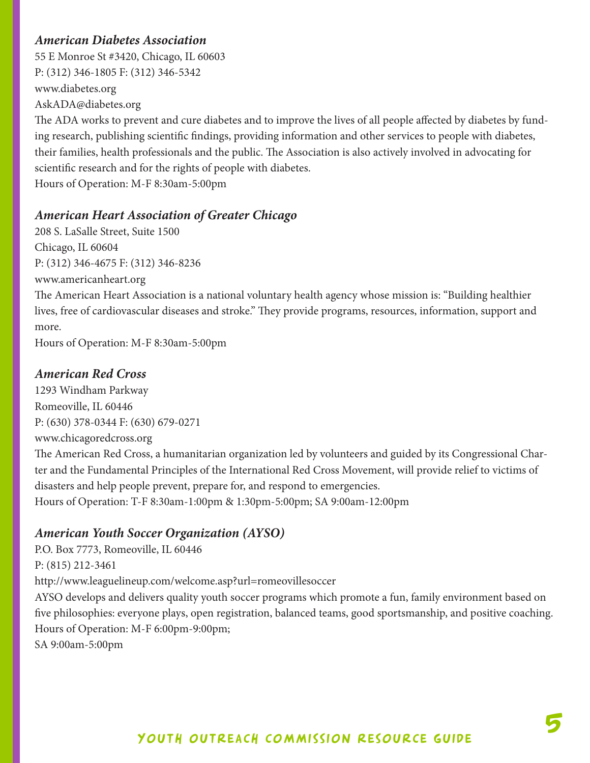### *American Diabetes Association*

55 E Monroe St #3420, Chicago, IL 60603
P: (312) 346-1805 F: (312) 346-5342
www.diabetes.org
AskADA@diabetes.org

The ADA works to prevent and cure diabetes and to improve the lives of all people affected by diabetes by funding research, publishing scientific findings, providing information and other services to people with diabetes, their families, health professionals and the public. The Association is also actively involved in advocating for scientific research and for the rights of people with diabetes.

Hours of Operation: M-F 8:30am-5:00pm

### *American Heart Association of Greater Chicago*

208 S. LaSalle Street, Suite 1500
Chicago, IL 60604
P: (312) 346-4675 F: (312) 346-8236
www.americanheart.org

The American Heart Association is a national voluntary health agency whose mission is: "Building healthier lives, free of cardiovascular diseases and stroke." They provide programs, resources, information, support and more.

Hours of Operation: M-F 8:30am-5:00pm

### *American Red Cross*

1293 Windham Parkway
Romeoville, IL 60446
P: (630) 378-0344 F: (630) 679-0271
www.chicagoredcross.org

The American Red Cross, a humanitarian organization led by volunteers and guided by its Congressional Charter and the Fundamental Principles of the International Red Cross Movement, will provide relief to victims of disasters and help people prevent, prepare for, and respond to emergencies.

Hours of Operation: T-F 8:30am-1:00pm & 1:30pm-5:00pm; SA 9:00am-12:00pm

### *American Youth Soccer Organization (AYSO)*

P.O. Box 7773, Romeoville, IL 60446
P: (815) 212-3461
http://www.leaguelineup.com/welcome.asp?url=romeovillesoccer

AYSO develops and delivers quality youth soccer programs which promote a fun, family environment based on five philosophies: everyone plays, open registration, balanced teams, good sportsmanship, and positive coaching.

Hours of Operation: M-F 6:00pm-9:00pm;
SA 9:00am-5:00pm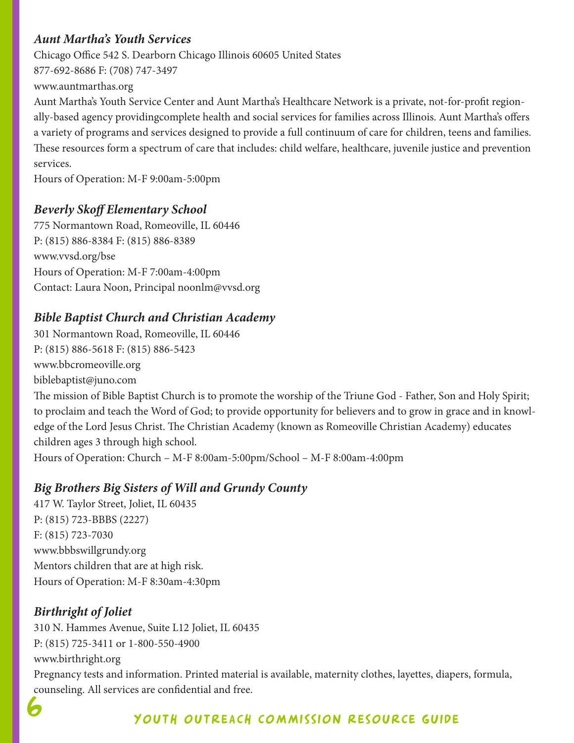### *Aunt Martha's Youth Services*

Chicago Office 542 S. Dearborn Chicago Illinois 60605 United States
877-692-8686 F: (708) 747-3497
www.auntmarthas.org

Aunt Martha's Youth Service Center and Aunt Martha's Healthcare Network is a private, not-for-profit regionally-based agency providingcomplete health and social services for families across Illinois. Aunt Martha's offers a variety of programs and services designed to provide a full continuum of care for children, teens and families. These resources form a spectrum of care that includes: child welfare, healthcare, juvenile justice and prevention services.

Hours of Operation: M-F 9:00am-5:00pm

### *Beverly Skoff Elementary School*

775 Normantown Road, Romeoville, IL 60446
P: (815) 886-8384 F: (815) 886-8389
www.vvsd.org/bse
Hours of Operation: M-F 7:00am-4:00pm
Contact: Laura Noon, Principal noonlm@vvsd.org

### *Bible Baptist Church and Christian Academy*

301 Normantown Road, Romeoville, IL 60446
P: (815) 886-5618 F: (815) 886-5423
www.bbcromeoville.org
biblebaptist@juno.com

The mission of Bible Baptist Church is to promote the worship of the Triune God - Father, Son and Holy Spirit; to proclaim and teach the Word of God; to provide opportunity for believers and to grow in grace and in knowledge of the Lord Jesus Christ. The Christian Academy (known as Romeoville Christian Academy) educates children ages 3 through high school.

Hours of Operation: Church – M-F 8:00am-5:00pm/School – M-F 8:00am-4:00pm

### *Big Brothers Big Sisters of Will and Grundy County*

417 W. Taylor Street, Joliet, IL 60435
P: (815) 723-BBBS (2227)
F: (815) 723-7030
www.bbbswillgrundy.org
Mentors children that are at high risk.
Hours of Operation: M-F 8:30am-4:30pm

### *Birthright of Joliet*

310 N. Hammes Avenue, Suite L12 Joliet, IL 60435
P: (815) 725-3411 or 1-800-550-4900
www.birthright.org

Pregnancy tests and information. Printed material is available, maternity clothes, layettes, diapers, formula, counseling. All services are confidential and free.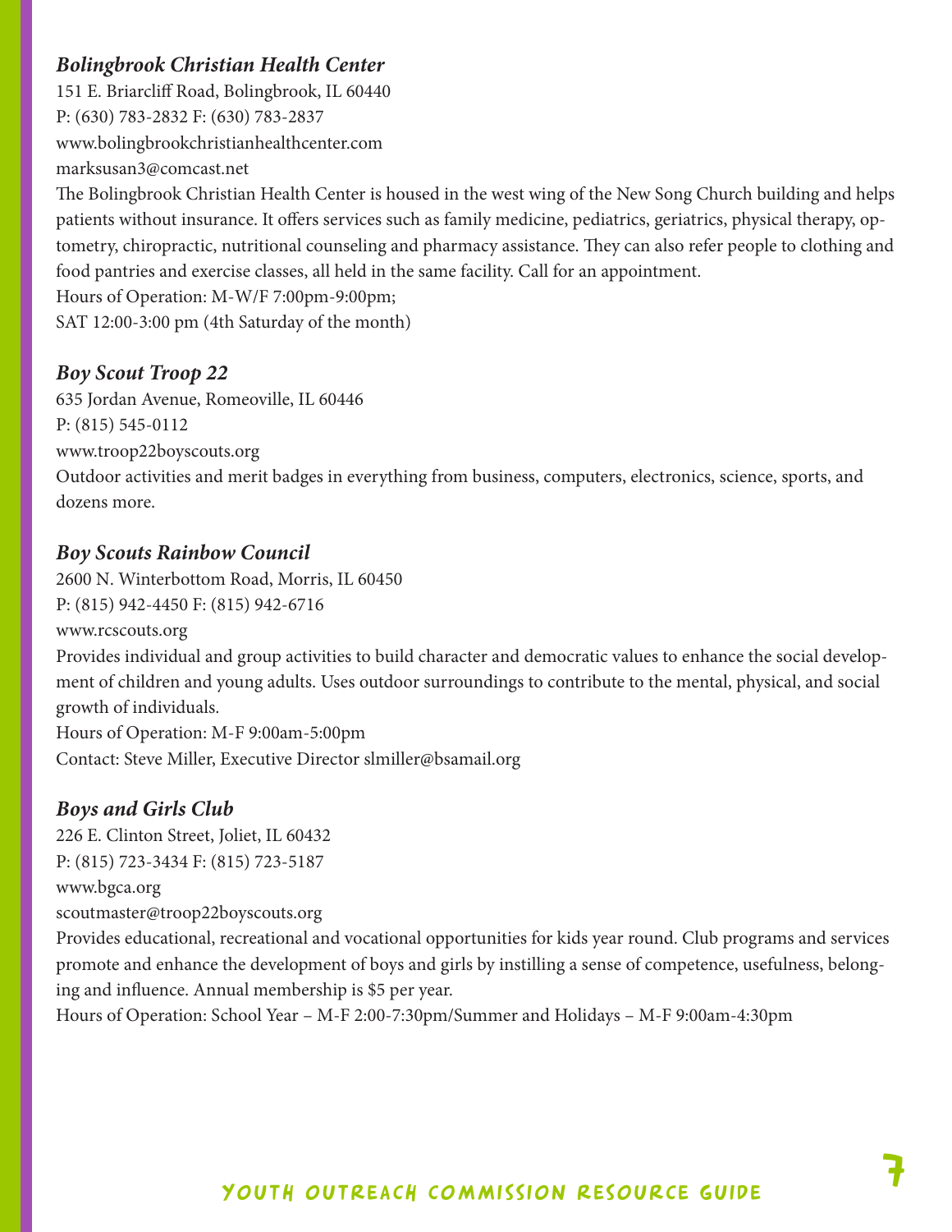***Bolingbrook Christian Health Center***

151 E. Briarcliff Road, Bolingbrook, IL 60440
P: (630) 783-2832 F: (630) 783-2837
www.bolingbrookchristianhealthcenter.com
marksusan3@comcast.net

The Bolingbrook Christian Health Center is housed in the west wing of the New Song Church building and helps patients without insurance. It offers services such as family medicine, pediatrics, geriatrics, physical therapy, optometry, chiropractic, nutritional counseling and pharmacy assistance. They can also refer people to clothing and food pantries and exercise classes, all held in the same facility. Call for an appointment.
Hours of Operation: M-W/F 7:00pm-9:00pm;
SAT 12:00-3:00 pm (4th Saturday of the month)

***Boy Scout Troop 22***

635 Jordan Avenue, Romeoville, IL 60446
P: (815) 545-0112
www.troop22boyscouts.org

Outdoor activities and merit badges in everything from business, computers, electronics, science, sports, and dozens more.

***Boy Scouts Rainbow Council***

2600 N. Winterbottom Road, Morris, IL 60450
P: (815) 942-4450 F: (815) 942-6716
www.rcscouts.org

Provides individual and group activities to build character and democratic values to enhance the social development of children and young adults. Uses outdoor surroundings to contribute to the mental, physical, and social growth of individuals.
Hours of Operation: M-F 9:00am-5:00pm
Contact: Steve Miller, Executive Director slmiller@bsamail.org

***Boys and Girls Club***

226 E. Clinton Street, Joliet, IL 60432
P: (815) 723-3434 F: (815) 723-5187
www.bgca.org
scoutmaster@troop22boyscouts.org

Provides educational, recreational and vocational opportunities for kids year round. Club programs and services promote and enhance the development of boys and girls by instilling a sense of competence, usefulness, belonging and influence. Annual membership is $5 per year.
Hours of Operation: School Year – M-F 2:00-7:30pm/Summer and Holidays – M-F 9:00am-4:30pm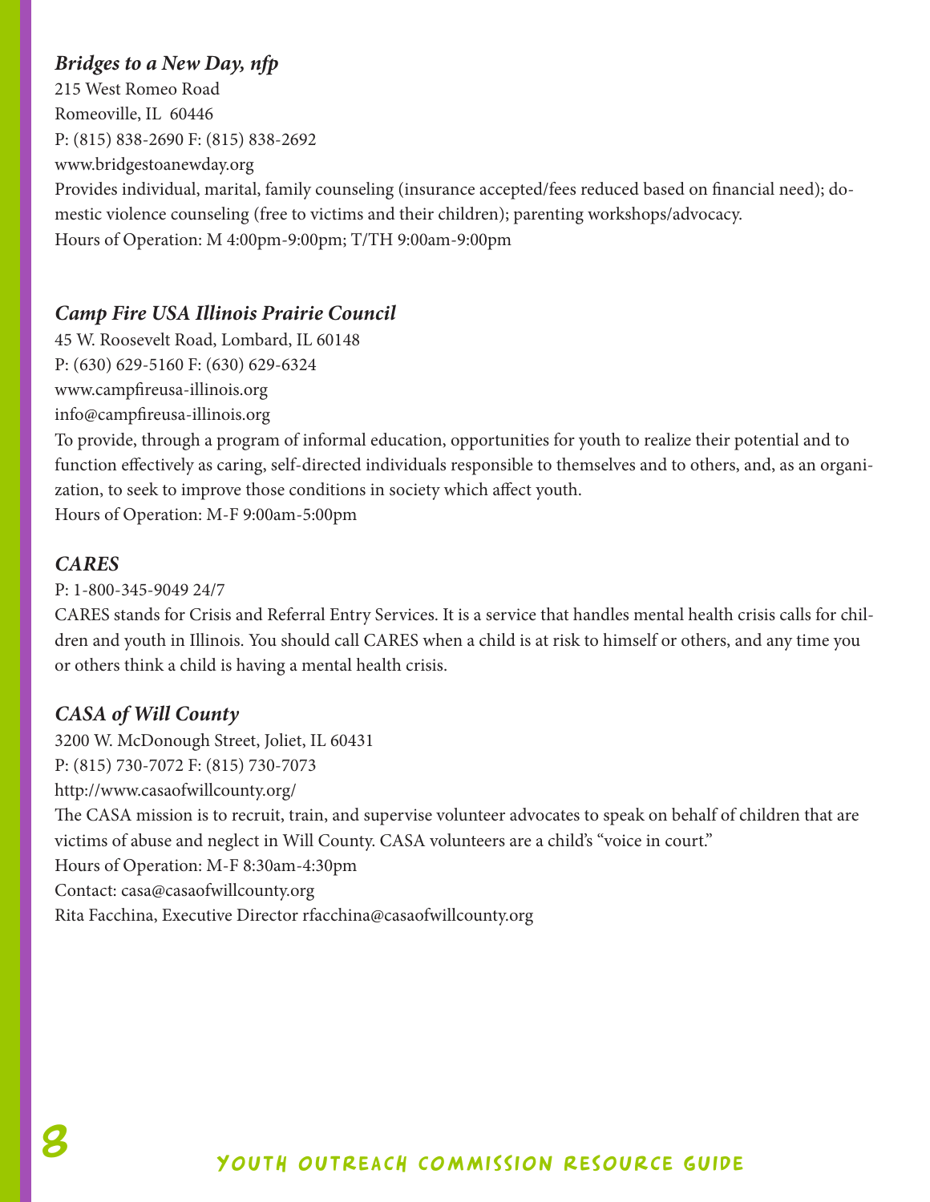***Bridges to a New Day, nfp***
215 West Romeo Road
Romeoville, IL 60446
P: (815) 838-2690 F: (815) 838-2692
www.bridgestoanewday.org
Provides individual, marital, family counseling (insurance accepted/fees reduced based on financial need); domestic violence counseling (free to victims and their children); parenting workshops/advocacy.
Hours of Operation: M 4:00pm-9:00pm; T/TH 9:00am-9:00pm

***Camp Fire USA Illinois Prairie Council***
45 W. Roosevelt Road, Lombard, IL 60148
P: (630) 629-5160 F: (630) 629-6324
www.campfireusa-illinois.org
info@campfireusa-illinois.org
To provide, through a program of informal education, opportunities for youth to realize their potential and to function effectively as caring, self-directed individuals responsible to themselves and to others, and, as an organization, to seek to improve those conditions in society which affect youth.
Hours of Operation: M-F 9:00am-5:00pm

***CARES***
P: 1-800-345-9049 24/7
CARES stands for Crisis and Referral Entry Services. It is a service that handles mental health crisis calls for children and youth in Illinois. You should call CARES when a child is at risk to himself or others, and any time you or others think a child is having a mental health crisis.

***CASA of Will County***
3200 W. McDonough Street, Joliet, IL 60431
P: (815) 730-7072 F: (815) 730-7073
http://www.casaofwillcounty.org/
The CASA mission is to recruit, train, and supervise volunteer advocates to speak on behalf of children that are victims of abuse and neglect in Will County. CASA volunteers are a child's "voice in court."
Hours of Operation: M-F 8:30am-4:30pm
Contact: casa@casaofwillcounty.org
Rita Facchina, Executive Director rfacchina@casaofwillcounty.org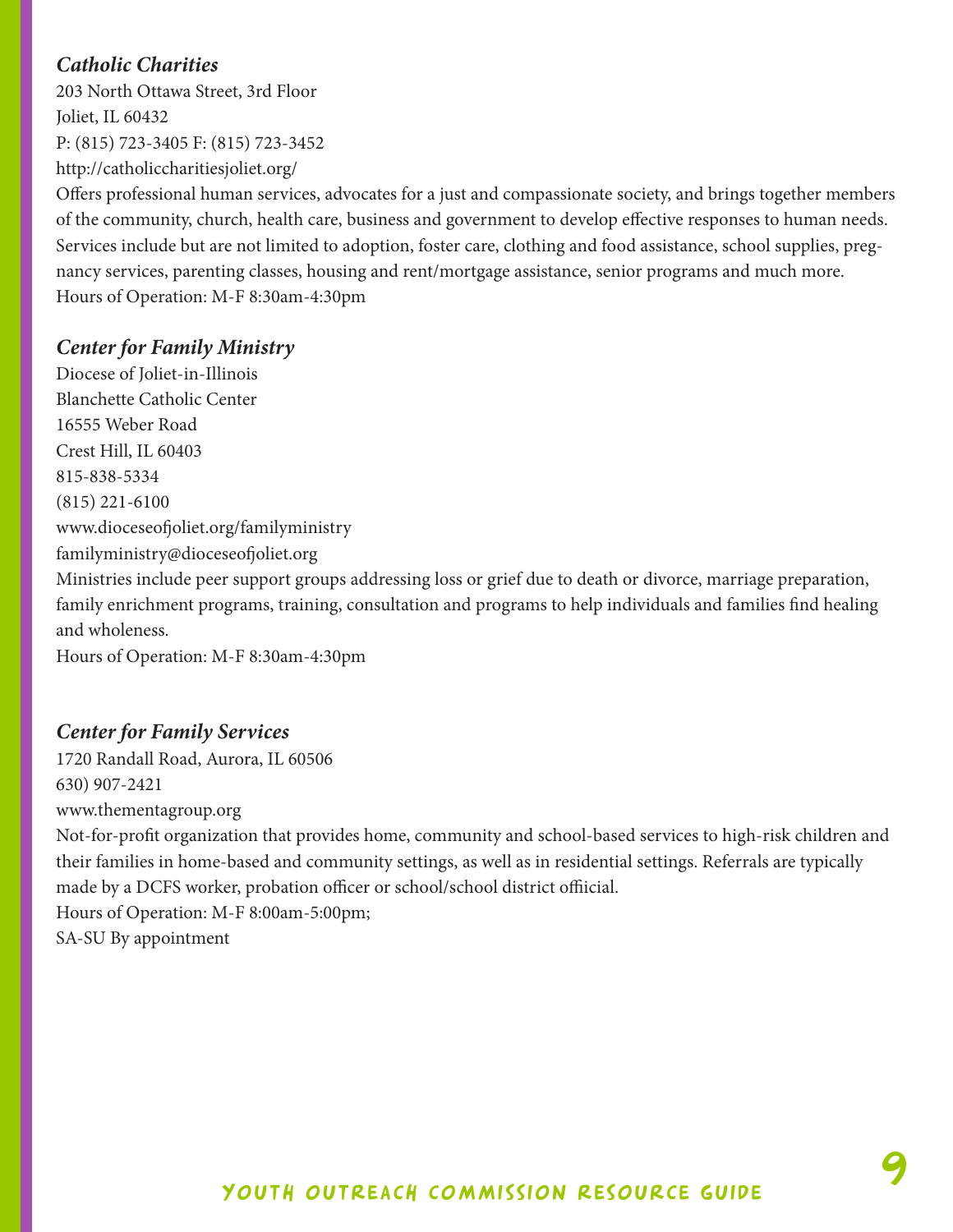### *Catholic Charities*

203 North Ottawa Street, 3rd Floor
Joliet, IL 60432
P: (815) 723-3405 F: (815) 723-3452
http://catholiccharitiesjoliet.org/
Offers professional human services, advocates for a just and compassionate society, and brings together members of the community, church, health care, business and government to develop effective responses to human needs. Services include but are not limited to adoption, foster care, clothing and food assistance, school supplies, pregnancy services, parenting classes, housing and rent/mortgage assistance, senior programs and much more.
Hours of Operation: M-F 8:30am-4:30pm

### *Center for Family Ministry*

Diocese of Joliet-in-Illinois
Blanchette Catholic Center
16555 Weber Road
Crest Hill, IL 60403
815-838-5334
(815) 221-6100
www.dioceseofjoliet.org/familyministry
familyministry@dioceseofjoliet.org
Ministries include peer support groups addressing loss or grief due to death or divorce, marriage preparation, family enrichment programs, training, consultation and programs to help individuals and families find healing and wholeness.
Hours of Operation: M-F 8:30am-4:30pm

### *Center for Family Services*

1720 Randall Road, Aurora, IL 60506
630) 907-2421
www.thementagroup.org
Not-for-profit organization that provides home, community and school-based services to high-risk children and their families in home-based and community settings, as well as in residential settings. Referrals are typically made by a DCFS worker, probation officer or school/school district offiicial.
Hours of Operation: M-F 8:00am-5:00pm;
SA-SU By appointment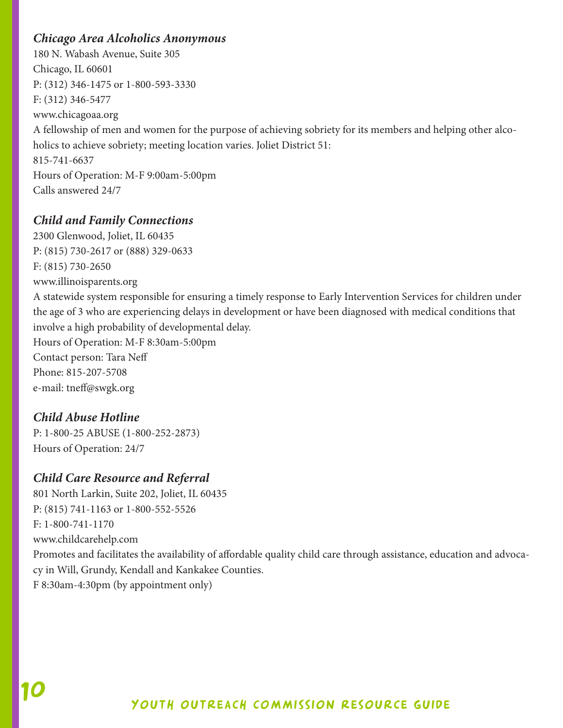### *Chicago Area Alcoholics Anonymous*

180 N. Wabash Avenue, Suite 305
Chicago, IL 60601
P: (312) 346-1475 or 1-800-593-3330
F: (312) 346-5477
www.chicagoaa.org
A fellowship of men and women for the purpose of achieving sobriety for its members and helping other alcoholics to achieve sobriety; meeting location varies. Joliet District 51:
815-741-6637
Hours of Operation: M-F 9:00am-5:00pm
Calls answered 24/7

### *Child and Family Connections*

2300 Glenwood, Joliet, IL 60435
P: (815) 730-2617 or (888) 329-0633
F: (815) 730-2650
www.illinoisparents.org
A statewide system responsible for ensuring a timely response to Early Intervention Services for children under the age of 3 who are experiencing delays in development or have been diagnosed with medical conditions that involve a high probability of developmental delay.
Hours of Operation: M-F 8:30am-5:00pm
Contact person: Tara Neff
Phone: 815-207-5708
e-mail: tneff@swgk.org

### *Child Abuse Hotline*

P: 1-800-25 ABUSE (1-800-252-2873)
Hours of Operation: 24/7

### *Child Care Resource and Referral*

801 North Larkin, Suite 202, Joliet, IL 60435
P: (815) 741-1163 or 1-800-552-5526
F: 1-800-741-1170
www.childcarehelp.com
Promotes and facilitates the availability of affordable quality child care through assistance, education and advocacy in Will, Grundy, Kendall and Kankakee Counties.
F 8:30am-4:30pm (by appointment only)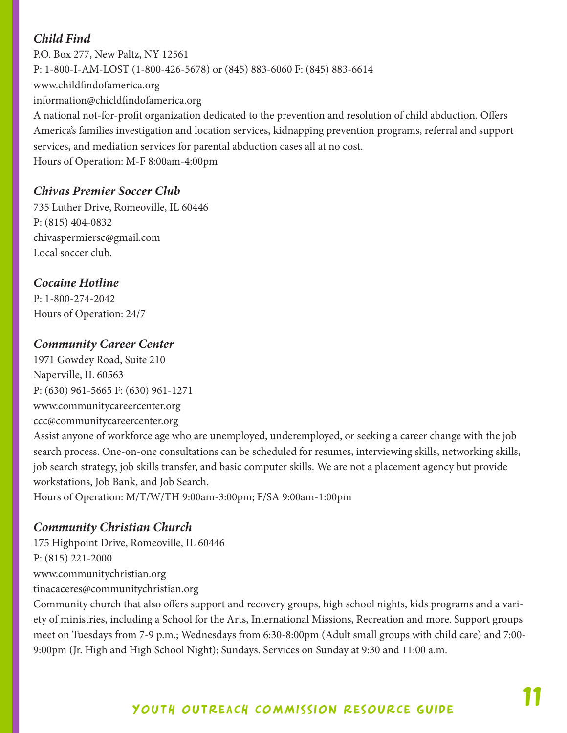### *Child Find*

P.O. Box 277, New Paltz, NY 12561
P: 1-800-I-AM-LOST (1-800-426-5678) or (845) 883-6060 F: (845) 883-6614
www.childfindofamerica.org
information@chicldfindofamerica.org
A national not-for-profit organization dedicated to the prevention and resolution of child abduction. Offers America's families investigation and location services, kidnapping prevention programs, referral and support services, and mediation services for parental abduction cases all at no cost.
Hours of Operation: M-F 8:00am-4:00pm

### *Chivas Premier Soccer Club*

735 Luther Drive, Romeoville, IL 60446
P: (815) 404-0832
chivaspermiersc@gmail.com
Local soccer club.

### *Cocaine Hotline*

P: 1-800-274-2042
Hours of Operation: 24/7

### *Community Career Center*

1971 Gowdey Road, Suite 210
Naperville, IL 60563
P: (630) 961-5665 F: (630) 961-1271
www.communitycareercenter.org
ccc@communitycareercenter.org
Assist anyone of workforce age who are unemployed, underemployed, or seeking a career change with the job search process. One-on-one consultations can be scheduled for resumes, interviewing skills, networking skills, job search strategy, job skills transfer, and basic computer skills. We are not a placement agency but provide workstations, Job Bank, and Job Search.
Hours of Operation: M/T/W/TH 9:00am-3:00pm; F/SA 9:00am-1:00pm

### *Community Christian Church*

175 Highpoint Drive, Romeoville, IL 60446
P: (815) 221-2000
www.communitychristian.org
tinacaceres@communitychristian.org
Community church that also offers support and recovery groups, high school nights, kids programs and a variety of ministries, including a School for the Arts, International Missions, Recreation and more. Support groups meet on Tuesdays from 7-9 p.m.; Wednesdays from 6:30-8:00pm (Adult small groups with child care) and 7:00-9:00pm (Jr. High and High School Night); Sundays. Services on Sunday at 9:30 and 11:00 a.m.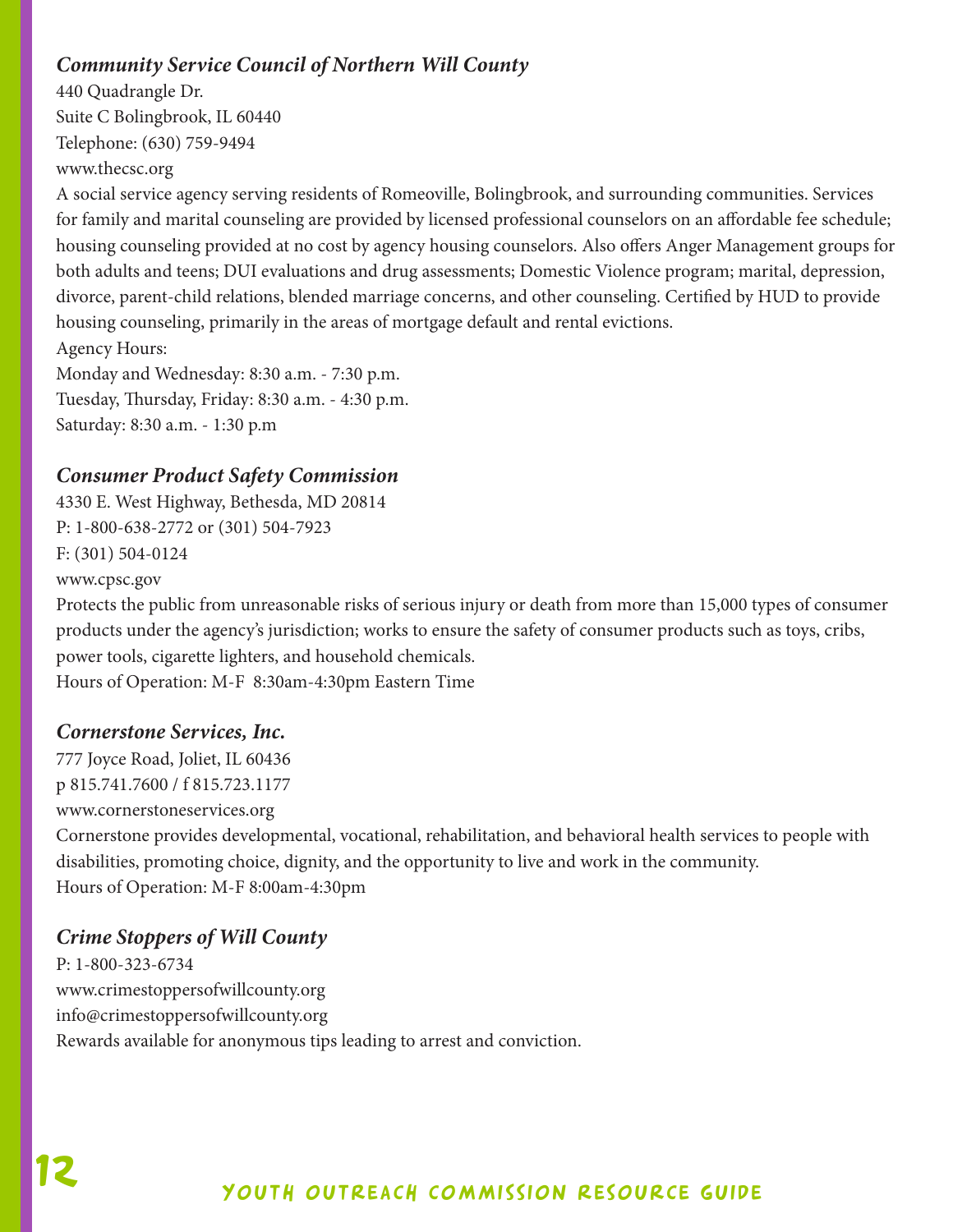### *Community Service Council of Northern Will County*

440 Quadrangle Dr.
Suite C Bolingbrook, IL 60440
Telephone: (630) 759-9494
www.thecsc.org

A social service agency serving residents of Romeoville, Bolingbrook, and surrounding communities. Services for family and marital counseling are provided by licensed professional counselors on an affordable fee schedule; housing counseling provided at no cost by agency housing counselors. Also offers Anger Management groups for both adults and teens; DUI evaluations and drug assessments; Domestic Violence program; marital, depression, divorce, parent-child relations, blended marriage concerns, and other counseling. Certified by HUD to provide housing counseling, primarily in the areas of mortgage default and rental evictions.

Agency Hours:
Monday and Wednesday: 8:30 a.m. - 7:30 p.m.
Tuesday, Thursday, Friday: 8:30 a.m. - 4:30 p.m.
Saturday: 8:30 a.m. - 1:30 p.m

### *Consumer Product Safety Commission*

4330 E. West Highway, Bethesda, MD 20814
P: 1-800-638-2772 or (301) 504-7923
F: (301) 504-0124
www.cpsc.gov

Protects the public from unreasonable risks of serious injury or death from more than 15,000 types of consumer products under the agency's jurisdiction; works to ensure the safety of consumer products such as toys, cribs, power tools, cigarette lighters, and household chemicals.

Hours of Operation: M-F 8:30am-4:30pm Eastern Time

### *Cornerstone Services, Inc.*

777 Joyce Road, Joliet, IL 60436
p 815.741.7600 / f 815.723.1177
www.cornerstoneservices.org

Cornerstone provides developmental, vocational, rehabilitation, and behavioral health services to people with disabilities, promoting choice, dignity, and the opportunity to live and work in the community.

Hours of Operation: M-F 8:00am-4:30pm

### *Crime Stoppers of Will County*

P: 1-800-323-6734
www.crimestoppersofwillcounty.org
info@crimestoppersofwillcounty.org

Rewards available for anonymous tips leading to arrest and conviction.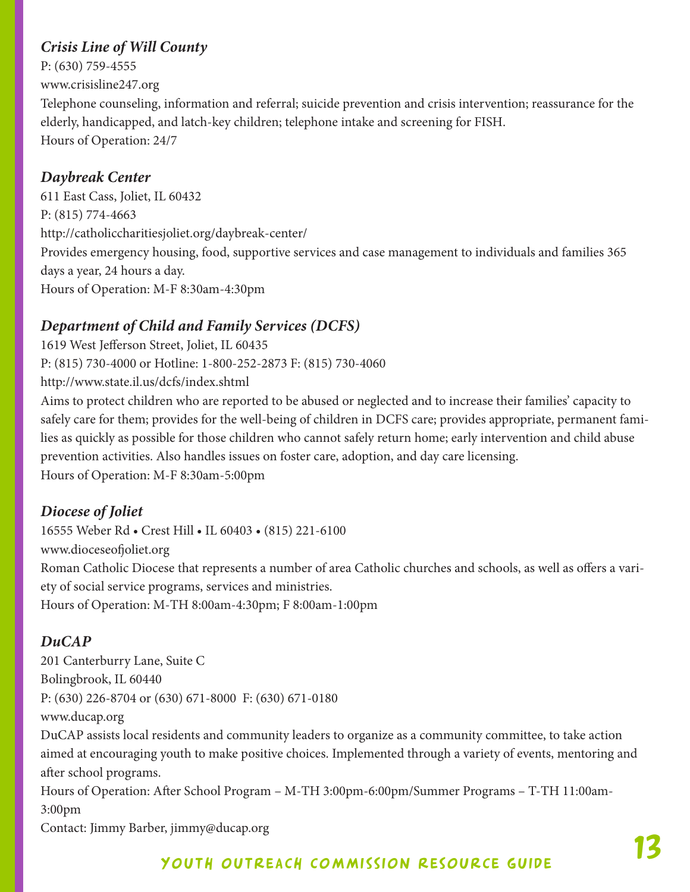### *Crisis Line of Will County*

P: (630) 759-4555
www.crisisline247.org
Telephone counseling, information and referral; suicide prevention and crisis intervention; reassurance for the elderly, handicapped, and latch-key children; telephone intake and screening for FISH.
Hours of Operation: 24/7

### *Daybreak Center*

611 East Cass, Joliet, IL 60432
P: (815) 774-4663
http://catholiccharitiesjoliet.org/daybreak-center/
Provides emergency housing, food, supportive services and case management to individuals and families 365 days a year, 24 hours a day.
Hours of Operation: M-F 8:30am-4:30pm

### *Department of Child and Family Services (DCFS)*

1619 West Jefferson Street, Joliet, IL 60435
P: (815) 730-4000 or Hotline: 1-800-252-2873 F: (815) 730-4060
http://www.state.il.us/dcfs/index.shtml
Aims to protect children who are reported to be abused or neglected and to increase their families' capacity to safely care for them; provides for the well-being of children in DCFS care; provides appropriate, permanent families as quickly as possible for those children who cannot safely return home; early intervention and child abuse prevention activities. Also handles issues on foster care, adoption, and day care licensing.
Hours of Operation: M-F 8:30am-5:00pm

### *Diocese of Joliet*

16555 Weber Rd • Crest Hill • IL 60403 • (815) 221-6100
www.dioceseofjoliet.org
Roman Catholic Diocese that represents a number of area Catholic churches and schools, as well as offers a variety of social service programs, services and ministries.
Hours of Operation: M-TH 8:00am-4:30pm; F 8:00am-1:00pm

### *DuCAP*

201 Canterburry Lane, Suite C
Bolingbrook, IL 60440
P: (630) 226-8704 or (630) 671-8000 F: (630) 671-0180
www.ducap.org
DuCAP assists local residents and community leaders to organize as a community committee, to take action aimed at encouraging youth to make positive choices. Implemented through a variety of events, mentoring and after school programs.
Hours of Operation: After School Program – M-TH 3:00pm-6:00pm/Summer Programs – T-TH 11:00am-3:00pm
Contact: Jimmy Barber, jimmy@ducap.org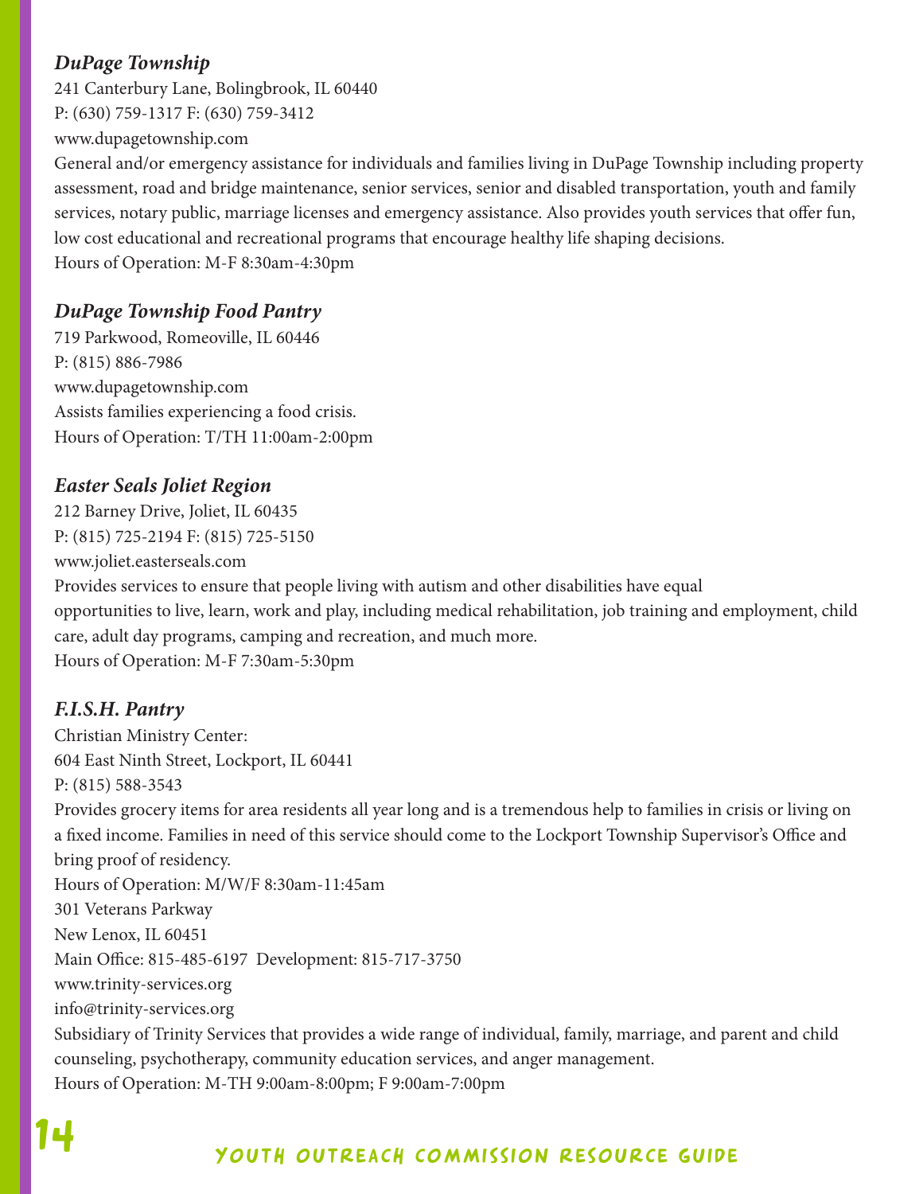### *DuPage Township*

241 Canterbury Lane, Bolingbrook, IL 60440
P: (630) 759-1317 F: (630) 759-3412
www.dupagetownship.com
General and/or emergency assistance for individuals and families living in DuPage Township including property assessment, road and bridge maintenance, senior services, senior and disabled transportation, youth and family services, notary public, marriage licenses and emergency assistance. Also provides youth services that offer fun, low cost educational and recreational programs that encourage healthy life shaping decisions.
Hours of Operation: M-F 8:30am-4:30pm

### *DuPage Township Food Pantry*

719 Parkwood, Romeoville, IL 60446
P: (815) 886-7986
www.dupagetownship.com
Assists families experiencing a food crisis.
Hours of Operation: T/TH 11:00am-2:00pm

### *Easter Seals Joliet Region*

212 Barney Drive, Joliet, IL 60435
P: (815) 725-2194 F: (815) 725-5150
www.joliet.easterseals.com
Provides services to ensure that people living with autism and other disabilities have equal opportunities to live, learn, work and play, including medical rehabilitation, job training and employment, child care, adult day programs, camping and recreation, and much more.
Hours of Operation: M-F 7:30am-5:30pm

### *F.I.S.H. Pantry*

Christian Ministry Center:
604 East Ninth Street, Lockport, IL 60441
P: (815) 588-3543
Provides grocery items for area residents all year long and is a tremendous help to families in crisis or living on a fixed income. Families in need of this service should come to the Lockport Township Supervisor's Office and bring proof of residency.
Hours of Operation: M/W/F 8:30am-11:45am
301 Veterans Parkway
New Lenox, IL 60451
Main Office: 815-485-6197 Development: 815-717-3750
www.trinity-services.org
info@trinity-services.org
Subsidiary of Trinity Services that provides a wide range of individual, family, marriage, and parent and child counseling, psychotherapy, community education services, and anger management.
Hours of Operation: M-TH 9:00am-8:00pm; F 9:00am-7:00pm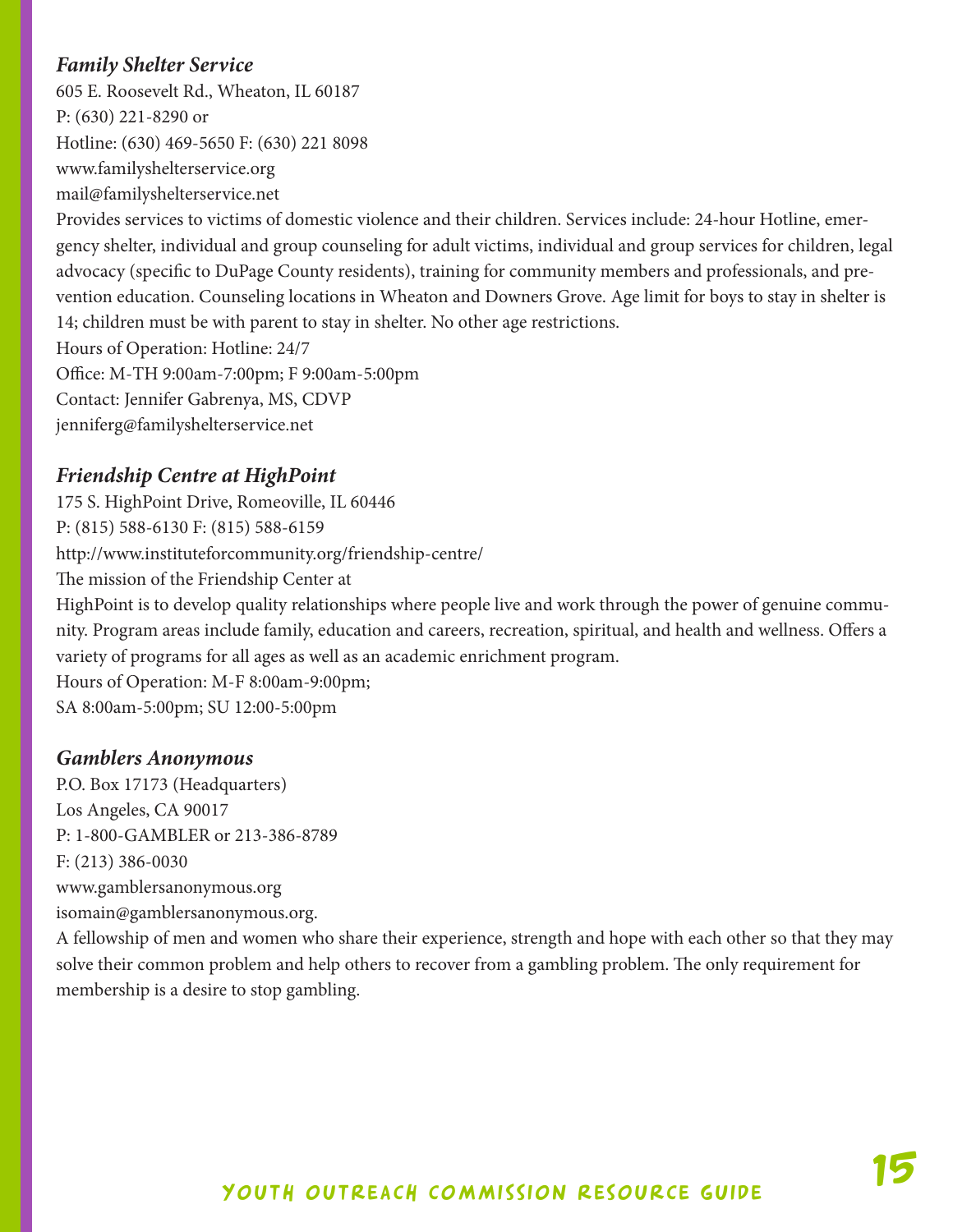### *Family Shelter Service*

605 E. Roosevelt Rd., Wheaton, IL 60187
P: (630) 221-8290 or
Hotline: (630) 469-5650 F: (630) 221 8098
www.familyshelterservice.org
mail@familyshelterservice.net
Provides services to victims of domestic violence and their children. Services include: 24-hour Hotline, emergency shelter, individual and group counseling for adult victims, individual and group services for children, legal advocacy (specific to DuPage County residents), training for community members and professionals, and prevention education. Counseling locations in Wheaton and Downers Grove. Age limit for boys to stay in shelter is 14; children must be with parent to stay in shelter. No other age restrictions.
Hours of Operation: Hotline: 24/7
Office: M-TH 9:00am-7:00pm; F 9:00am-5:00pm
Contact: Jennifer Gabrenya, MS, CDVP
jenniferg@familyshelterservice.net

### *Friendship Centre at HighPoint*

175 S. HighPoint Drive, Romeoville, IL 60446
P: (815) 588-6130 F: (815) 588-6159
http://www.instituteforcommunity.org/friendship-centre/
The mission of the Friendship Center at
HighPoint is to develop quality relationships where people live and work through the power of genuine community. Program areas include family, education and careers, recreation, spiritual, and health and wellness. Offers a variety of programs for all ages as well as an academic enrichment program.
Hours of Operation: M-F 8:00am-9:00pm;
SA 8:00am-5:00pm; SU 12:00-5:00pm

### *Gamblers Anonymous*

P.O. Box 17173 (Headquarters)
Los Angeles, CA 90017
P: 1-800-GAMBLER or 213-386-8789
F: (213) 386-0030
www.gamblersanonymous.org
isomain@gamblersanonymous.org.
A fellowship of men and women who share their experience, strength and hope with each other so that they may solve their common problem and help others to recover from a gambling problem. The only requirement for membership is a desire to stop gambling.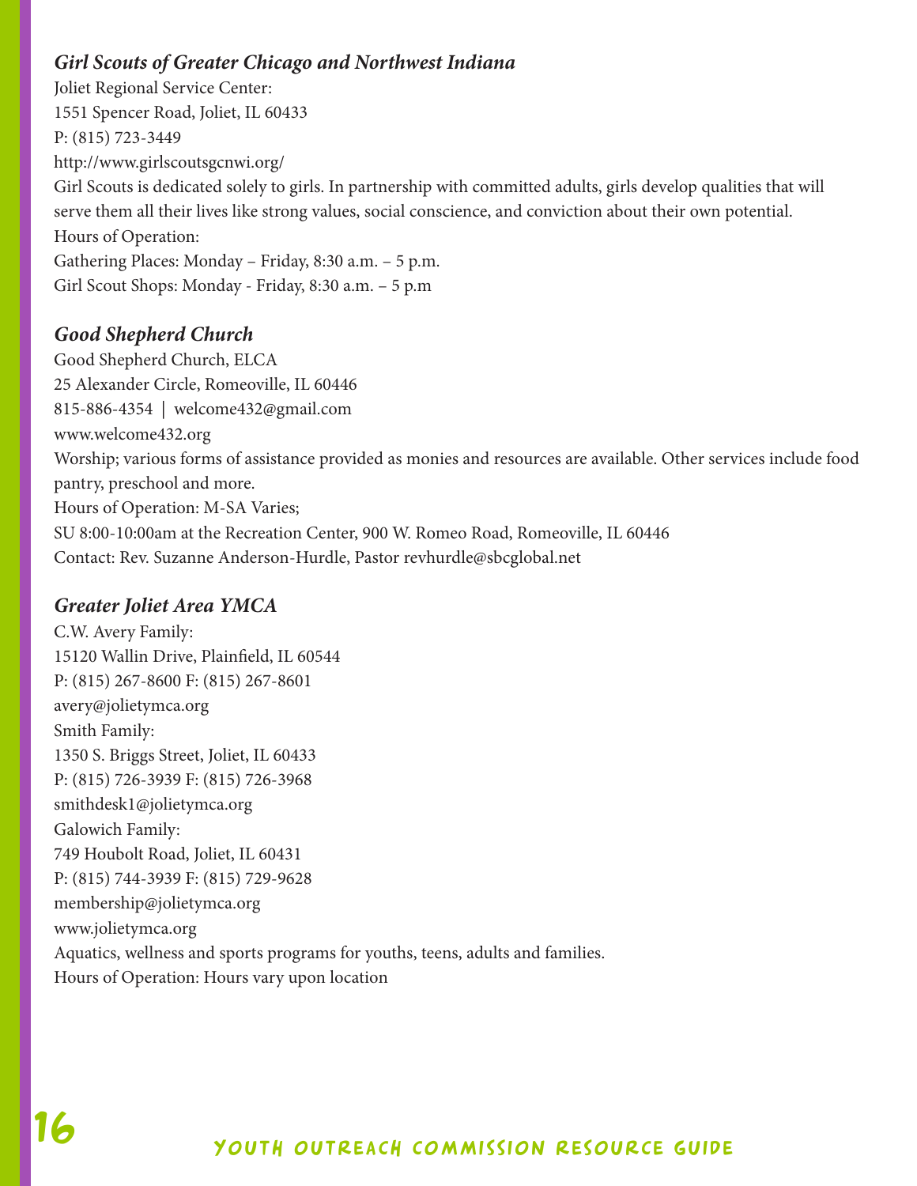### *Girl Scouts of Greater Chicago and Northwest Indiana*

Joliet Regional Service Center:
1551 Spencer Road, Joliet, IL 60433
P: (815) 723-3449
http://www.girlscoutsgcnwi.org/
Girl Scouts is dedicated solely to girls. In partnership with committed adults, girls develop qualities that will serve them all their lives like strong values, social conscience, and conviction about their own potential.
Hours of Operation:
Gathering Places: Monday – Friday, 8:30 a.m. – 5 p.m.
Girl Scout Shops: Monday - Friday, 8:30 a.m. – 5 p.m

### *Good Shepherd Church*

Good Shepherd Church, ELCA
25 Alexander Circle, Romeoville, IL 60446
815-886-4354 | welcome432@gmail.com
www.welcome432.org
Worship; various forms of assistance provided as monies and resources are available. Other services include food pantry, preschool and more.
Hours of Operation: M-SA Varies;
SU 8:00-10:00am at the Recreation Center, 900 W. Romeo Road, Romeoville, IL 60446
Contact: Rev. Suzanne Anderson-Hurdle, Pastor revhurdle@sbcglobal.net

### *Greater Joliet Area YMCA*

C.W. Avery Family:
15120 Wallin Drive, Plainfield, IL 60544
P: (815) 267-8600 F: (815) 267-8601
avery@jolietymca.org
Smith Family:
1350 S. Briggs Street, Joliet, IL 60433
P: (815) 726-3939 F: (815) 726-3968
smithdesk1@jolietymca.org
Galowich Family:
749 Houbolt Road, Joliet, IL 60431
P: (815) 744-3939 F: (815) 729-9628
membership@jolietymca.org
www.jolietymca.org
Aquatics, wellness and sports programs for youths, teens, adults and families.
Hours of Operation: Hours vary upon location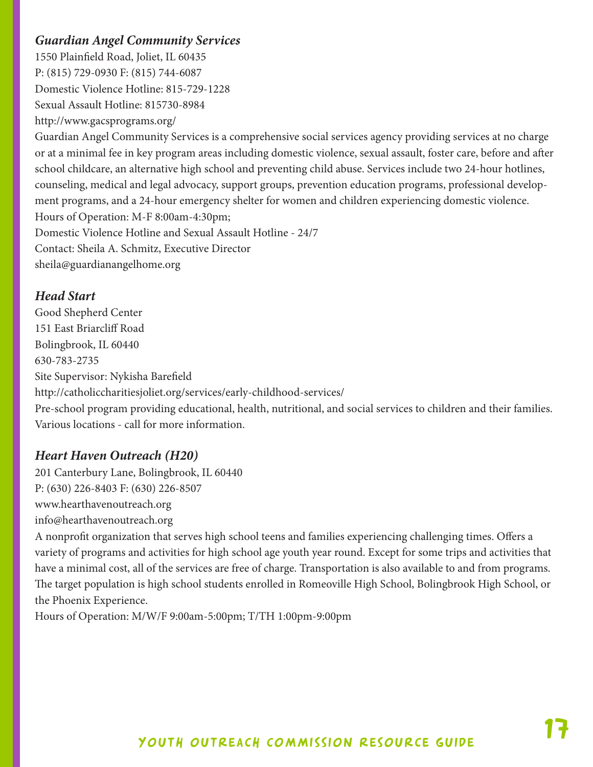### *Guardian Angel Community Services*

1550 Plainfield Road, Joliet, IL 60435
P: (815) 729-0930 F: (815) 744-6087
Domestic Violence Hotline: 815-729-1228
Sexual Assault Hotline: 815730-8984
http://www.gacsprograms.org/

Guardian Angel Community Services is a comprehensive social services agency providing services at no charge or at a minimal fee in key program areas including domestic violence, sexual assault, foster care, before and after school childcare, an alternative high school and preventing child abuse. Services include two 24-hour hotlines, counseling, medical and legal advocacy, support groups, prevention education programs, professional development programs, and a 24-hour emergency shelter for women and children experiencing domestic violence.
Hours of Operation: M-F 8:00am-4:30pm;
Domestic Violence Hotline and Sexual Assault Hotline - 24/7
Contact: Sheila A. Schmitz, Executive Director
sheila@guardianangelhome.org

### *Head Start*

Good Shepherd Center
151 East Briarcliff Road
Bolingbrook, IL 60440
630-783-2735
Site Supervisor: Nykisha Barefield
http://catholiccharitiesjoliet.org/services/early-childhood-services/
Pre-school program providing educational, health, nutritional, and social services to children and their families. Various locations - call for more information.

### *Heart Haven Outreach (H20)*

201 Canterbury Lane, Bolingbrook, IL 60440
P: (630) 226-8403 F: (630) 226-8507
www.hearthavenoutreach.org
info@hearthavenoutreach.org

A nonprofit organization that serves high school teens and families experiencing challenging times. Offers a variety of programs and activities for high school age youth year round. Except for some trips and activities that have a minimal cost, all of the services are free of charge. Transportation is also available to and from programs. The target population is high school students enrolled in Romeoville High School, Bolingbrook High School, or the Phoenix Experience.
Hours of Operation: M/W/F 9:00am-5:00pm; T/TH 1:00pm-9:00pm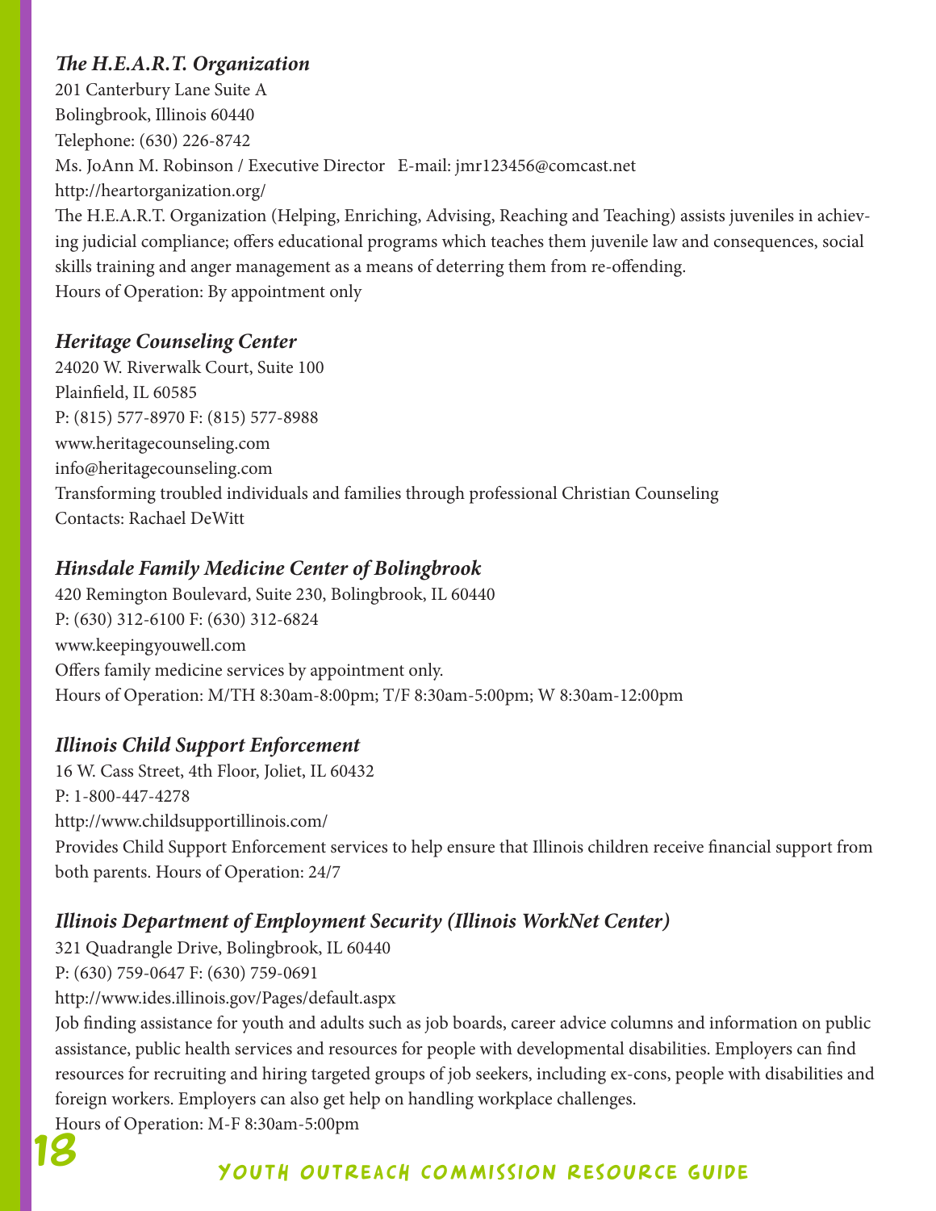### *The H.E.A.R.T. Organization*

201 Canterbury Lane Suite A
Bolingbrook, Illinois 60440
Telephone: (630) 226-8742
Ms. JoAnn M. Robinson / Executive Director E-mail: jmr123456@comcast.net
http://heartorganization.org/
The H.E.A.R.T. Organization (Helping, Enriching, Advising, Reaching and Teaching) assists juveniles in achieving judicial compliance; offers educational programs which teaches them juvenile law and consequences, social skills training and anger management as a means of deterring them from re-offending.
Hours of Operation: By appointment only

### *Heritage Counseling Center*

24020 W. Riverwalk Court, Suite 100
Plainfield, IL 60585
P: (815) 577-8970 F: (815) 577-8988
www.heritagecounseling.com
info@heritagecounseling.com
Transforming troubled individuals and families through professional Christian Counseling
Contacts: Rachael DeWitt

### *Hinsdale Family Medicine Center of Bolingbrook*

420 Remington Boulevard, Suite 230, Bolingbrook, IL 60440
P: (630) 312-6100 F: (630) 312-6824
www.keepingyouwell.com
Offers family medicine services by appointment only.
Hours of Operation: M/TH 8:30am-8:00pm; T/F 8:30am-5:00pm; W 8:30am-12:00pm

### *Illinois Child Support Enforcement*

16 W. Cass Street, 4th Floor, Joliet, IL 60432
P: 1-800-447-4278
http://www.childsupportillinois.com/
Provides Child Support Enforcement services to help ensure that Illinois children receive financial support from both parents. Hours of Operation: 24/7

### *Illinois Department of Employment Security (Illinois WorkNet Center)*

321 Quadrangle Drive, Bolingbrook, IL 60440
P: (630) 759-0647 F: (630) 759-0691
http://www.ides.illinois.gov/Pages/default.aspx
Job finding assistance for youth and adults such as job boards, career advice columns and information on public assistance, public health services and resources for people with developmental disabilities. Employers can find resources for recruiting and hiring targeted groups of job seekers, including ex-cons, people with disabilities and foreign workers. Employers can also get help on handling workplace challenges.
Hours of Operation: M-F 8:30am-5:00pm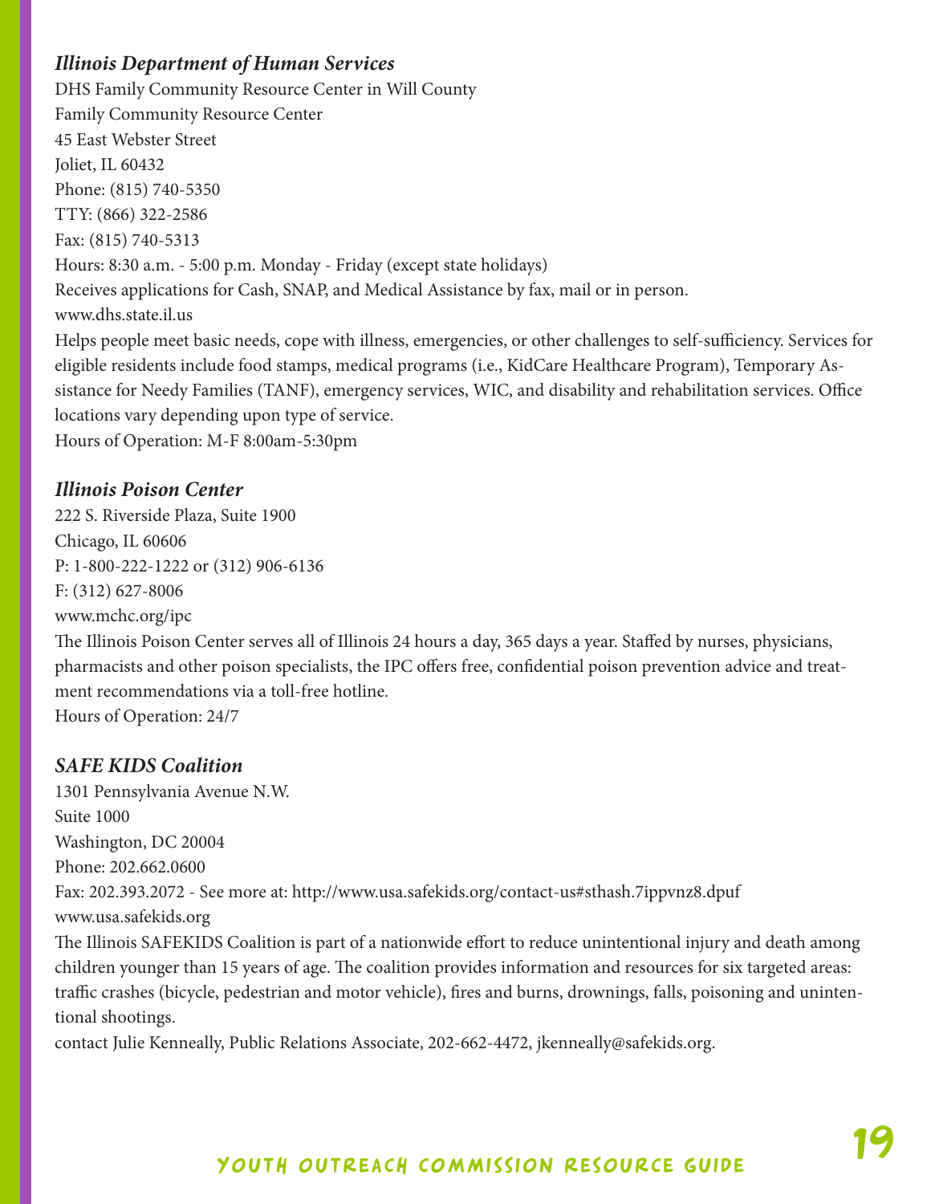### *Illinois Department of Human Services*

DHS Family Community Resource Center in Will County
Family Community Resource Center
45 East Webster Street
Joliet, IL 60432
Phone: (815) 740-5350
TTY: (866) 322-2586
Fax: (815) 740-5313
Hours: 8:30 a.m. - 5:00 p.m. Monday - Friday (except state holidays)
Receives applications for Cash, SNAP, and Medical Assistance by fax, mail or in person.
www.dhs.state.il.us
Helps people meet basic needs, cope with illness, emergencies, or other challenges to self-sufficiency. Services for eligible residents include food stamps, medical programs (i.e., KidCare Healthcare Program), Temporary Assistance for Needy Families (TANF), emergency services, WIC, and disability and rehabilitation services. Office locations vary depending upon type of service.
Hours of Operation: M-F 8:00am-5:30pm

### *Illinois Poison Center*

222 S. Riverside Plaza, Suite 1900
Chicago, IL 60606
P: 1-800-222-1222 or (312) 906-6136
F: (312) 627-8006
www.mchc.org/ipc
The Illinois Poison Center serves all of Illinois 24 hours a day, 365 days a year. Staffed by nurses, physicians, pharmacists and other poison specialists, the IPC offers free, confidential poison prevention advice and treatment recommendations via a toll-free hotline.
Hours of Operation: 24/7

### *SAFE KIDS Coalition*

1301 Pennsylvania Avenue N.W.
Suite 1000
Washington, DC 20004
Phone: 202.662.0600
Fax: 202.393.2072 - See more at: http://www.usa.safekids.org/contact-us#sthash.7ippvnz8.dpuf
www.usa.safekids.org
The Illinois SAFEKIDS Coalition is part of a nationwide effort to reduce unintentional injury and death among children younger than 15 years of age. The coalition provides information and resources for six targeted areas: traffic crashes (bicycle, pedestrian and motor vehicle), fires and burns, drownings, falls, poisoning and unintentional shootings.
contact Julie Kenneally, Public Relations Associate, 202-662-4472, jkenneally@safekids.org.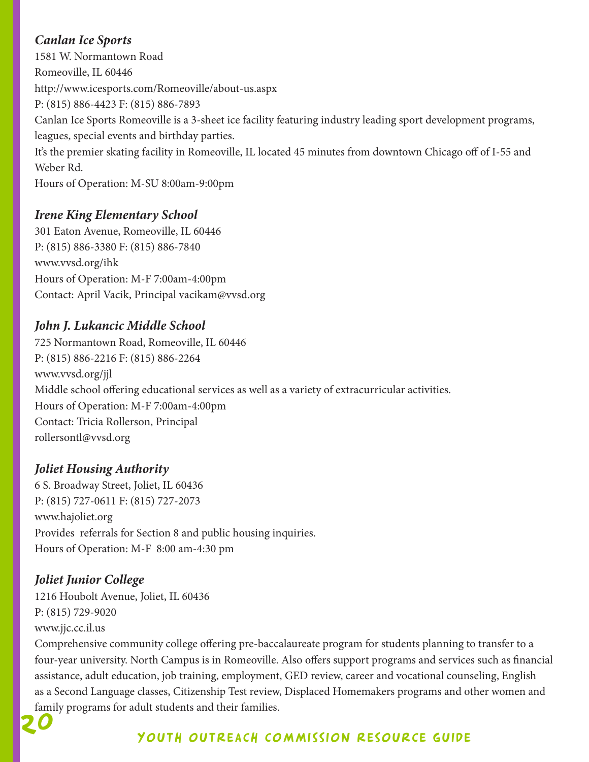### *Canlan Ice Sports*

1581 W. Normantown Road
Romeoville, IL 60446
http://www.icesports.com/Romeoville/about-us.aspx
P: (815) 886-4423 F: (815) 886-7893
Canlan Ice Sports Romeoville is a 3-sheet ice facility featuring industry leading sport development programs, leagues, special events and birthday parties.
It's the premier skating facility in Romeoville, IL located 45 minutes from downtown Chicago off of I-55 and Weber Rd.
Hours of Operation: M-SU 8:00am-9:00pm

### *Irene King Elementary School*

301 Eaton Avenue, Romeoville, IL 60446
P: (815) 886-3380 F: (815) 886-7840
www.vvsd.org/ihk
Hours of Operation: M-F 7:00am-4:00pm
Contact: April Vacik, Principal vacikam@vvsd.org

### *John J. Lukancic Middle School*

725 Normantown Road, Romeoville, IL 60446
P: (815) 886-2216 F: (815) 886-2264
www.vvsd.org/jjl
Middle school offering educational services as well as a variety of extracurricular activities.
Hours of Operation: M-F 7:00am-4:00pm
Contact: Tricia Rollerson, Principal
rollersontl@vvsd.org

### *Joliet Housing Authority*

6 S. Broadway Street, Joliet, IL 60436
P: (815) 727-0611 F: (815) 727-2073
www.hajoliet.org
Provides referrals for Section 8 and public housing inquiries.
Hours of Operation: M-F 8:00 am-4:30 pm

### *Joliet Junior College*

1216 Houbolt Avenue, Joliet, IL 60436
P: (815) 729-9020
www.jjc.cc.il.us
Comprehensive community college offering pre-baccalaureate program for students planning to transfer to a four-year university. North Campus is in Romeoville. Also offers support programs and services such as financial assistance, adult education, job training, employment, GED review, career and vocational counseling, English as a Second Language classes, Citizenship Test review, Displaced Homemakers programs and other women and family programs for adult students and their families.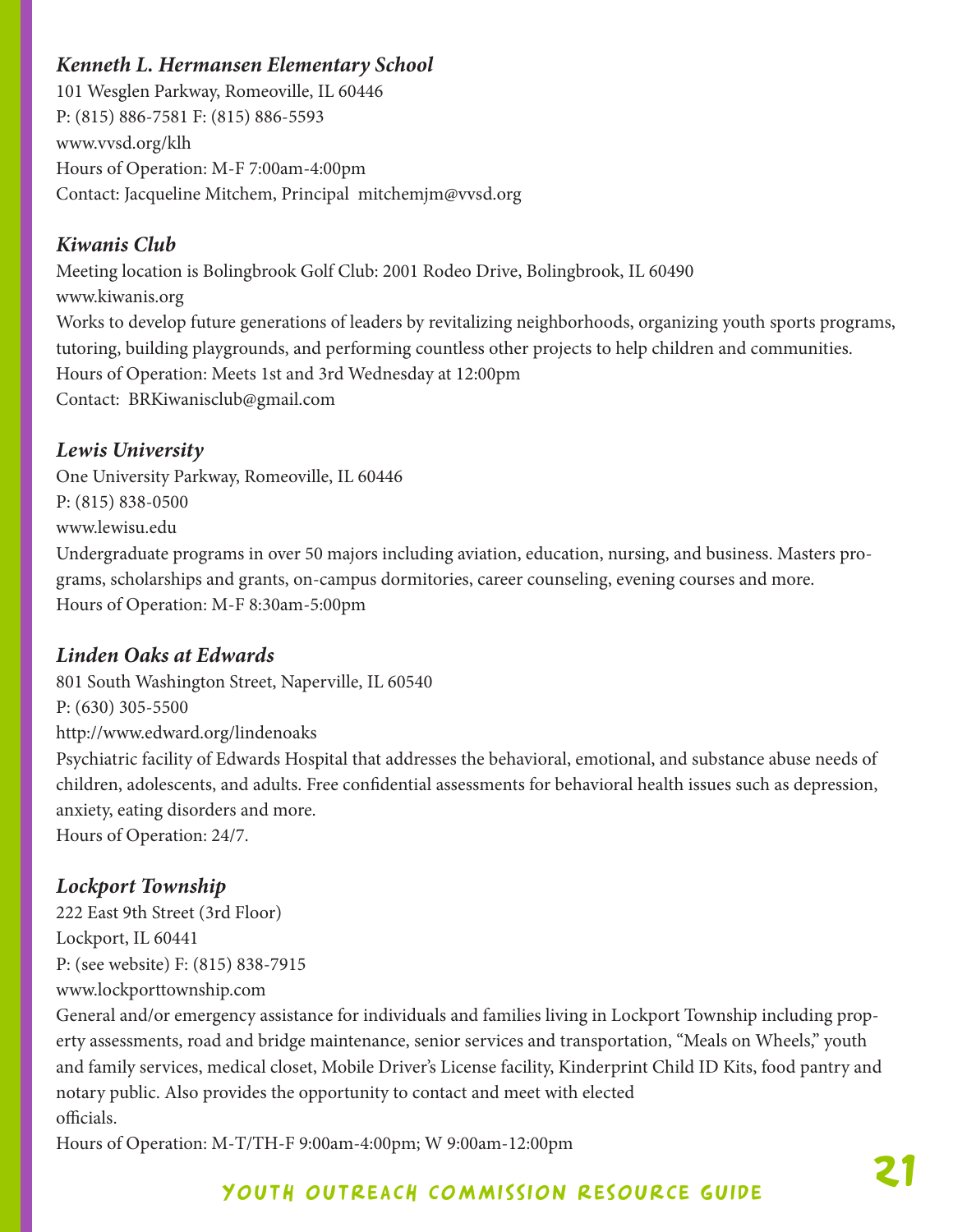### *Kenneth L. Hermansen Elementary School*

101 Wesglen Parkway, Romeoville, IL 60446
P: (815) 886-7581 F: (815) 886-5593
www.vvsd.org/klh
Hours of Operation: M-F 7:00am-4:00pm
Contact: Jacqueline Mitchem, Principal mitchemjm@vvsd.org

### *Kiwanis Club*

Meeting location is Bolingbrook Golf Club: 2001 Rodeo Drive, Bolingbrook, IL 60490
www.kiwanis.org
Works to develop future generations of leaders by revitalizing neighborhoods, organizing youth sports programs, tutoring, building playgrounds, and performing countless other projects to help children and communities.
Hours of Operation: Meets 1st and 3rd Wednesday at 12:00pm
Contact: BRKiwanisclub@gmail.com

### *Lewis University*

One University Parkway, Romeoville, IL 60446
P: (815) 838-0500
www.lewisu.edu
Undergraduate programs in over 50 majors including aviation, education, nursing, and business. Masters programs, scholarships and grants, on-campus dormitories, career counseling, evening courses and more.
Hours of Operation: M-F 8:30am-5:00pm

### *Linden Oaks at Edwards*

801 South Washington Street, Naperville, IL 60540
P: (630) 305-5500
http://www.edward.org/lindenoaks
Psychiatric facility of Edwards Hospital that addresses the behavioral, emotional, and substance abuse needs of children, adolescents, and adults. Free confidential assessments for behavioral health issues such as depression, anxiety, eating disorders and more.
Hours of Operation: 24/7.

### *Lockport Township*

222 East 9th Street (3rd Floor)
Lockport, IL 60441
P: (see website) F: (815) 838-7915
www.lockporttownship.com
General and/or emergency assistance for individuals and families living in Lockport Township including property assessments, road and bridge maintenance, senior services and transportation, "Meals on Wheels," youth and family services, medical closet, Mobile Driver's License facility, Kinderprint Child ID Kits, food pantry and notary public. Also provides the opportunity to contact and meet with elected officials.
Hours of Operation: M-T/TH-F 9:00am-4:00pm; W 9:00am-12:00pm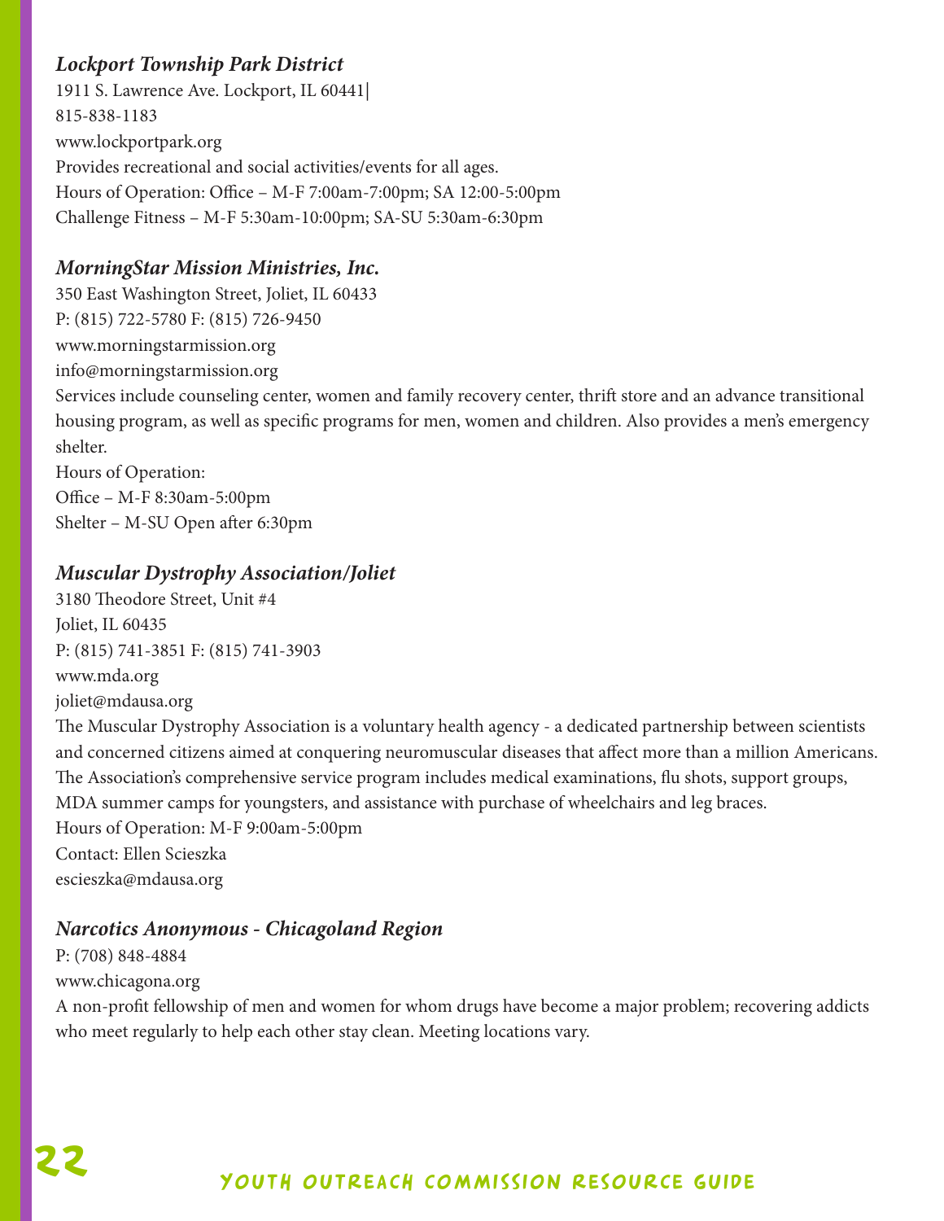### *Lockport Township Park District*

1911 S. Lawrence Ave. Lockport, IL 60441|
815-838-1183
www.lockportpark.org
Provides recreational and social activities/events for all ages.
Hours of Operation: Office – M-F 7:00am-7:00pm; SA 12:00-5:00pm
Challenge Fitness – M-F 5:30am-10:00pm; SA-SU 5:30am-6:30pm

### *MorningStar Mission Ministries, Inc.*

350 East Washington Street, Joliet, IL 60433
P: (815) 722-5780 F: (815) 726-9450
www.morningstarmission.org
info@morningstarmission.org
Services include counseling center, women and family recovery center, thrift store and an advance transitional housing program, as well as specific programs for men, women and children. Also provides a men's emergency shelter.
Hours of Operation:
Office – M-F 8:30am-5:00pm
Shelter – M-SU Open after 6:30pm

### *Muscular Dystrophy Association/Joliet*

3180 Theodore Street, Unit #4
Joliet, IL 60435
P: (815) 741-3851 F: (815) 741-3903
www.mda.org
joliet@mdausa.org
The Muscular Dystrophy Association is a voluntary health agency - a dedicated partnership between scientists and concerned citizens aimed at conquering neuromuscular diseases that affect more than a million Americans. The Association's comprehensive service program includes medical examinations, flu shots, support groups, MDA summer camps for youngsters, and assistance with purchase of wheelchairs and leg braces.
Hours of Operation: M-F 9:00am-5:00pm
Contact: Ellen Scieszka
escieszka@mdausa.org

### *Narcotics Anonymous - Chicagoland Region*

P: (708) 848-4884
www.chicagona.org
A non-profit fellowship of men and women for whom drugs have become a major problem; recovering addicts who meet regularly to help each other stay clean. Meeting locations vary.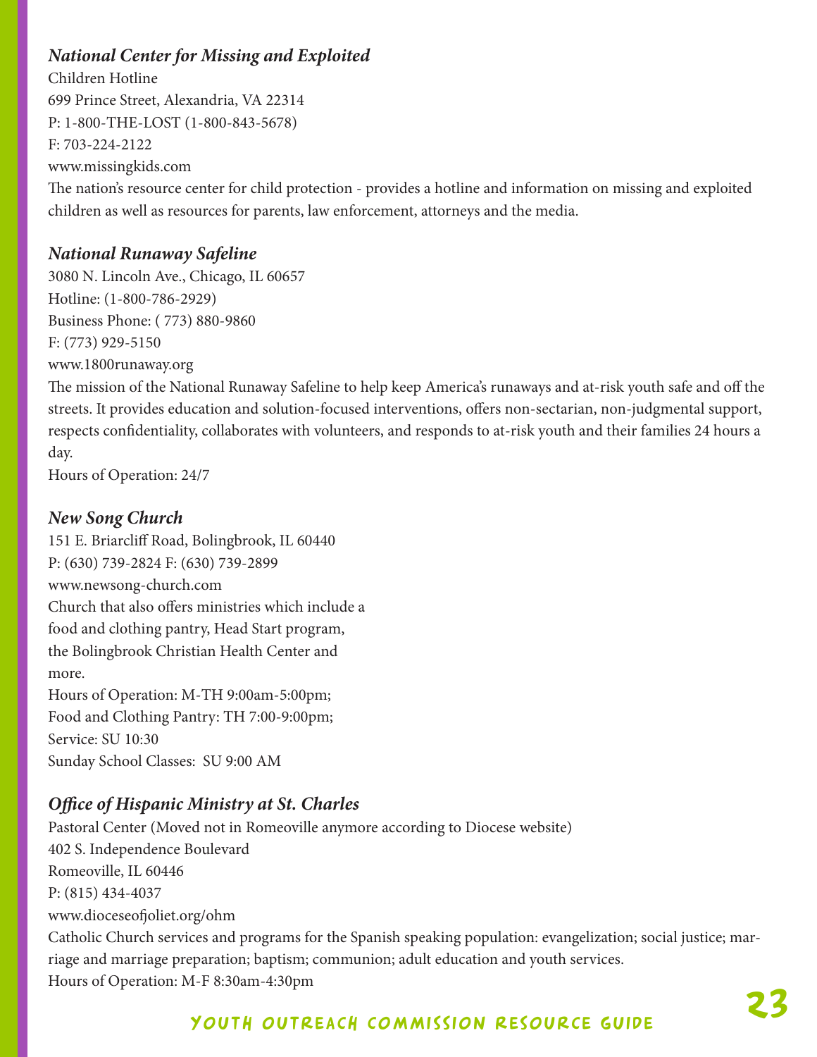***National Center for Missing and Exploited***

Children Hotline
699 Prince Street, Alexandria, VA 22314
P: 1-800-THE-LOST (1-800-843-5678)
F: 703-224-2122
www.missingkids.com
The nation's resource center for child protection - provides a hotline and information on missing and exploited children as well as resources for parents, law enforcement, attorneys and the media.

***National Runaway Safeline***

3080 N. Lincoln Ave., Chicago, IL 60657
Hotline: (1-800-786-2929)
Business Phone: ( 773) 880-9860
F: (773) 929-5150
www.1800runaway.org
The mission of the National Runaway Safeline to help keep America's runaways and at-risk youth safe and off the streets. It provides education and solution-focused interventions, offers non-sectarian, non-judgmental support, respects confidentiality, collaborates with volunteers, and responds to at-risk youth and their families 24 hours a day.
Hours of Operation: 24/7

***New Song Church***

151 E. Briarcliff Road, Bolingbrook, IL 60440
P: (630) 739-2824 F: (630) 739-2899
www.newsong-church.com
Church that also offers ministries which include a food and clothing pantry, Head Start program, the Bolingbrook Christian Health Center and more.
Hours of Operation: M-TH 9:00am-5:00pm;
Food and Clothing Pantry: TH 7:00-9:00pm;
Service: SU 10:30
Sunday School Classes: SU 9:00 AM

***Office of Hispanic Ministry at St. Charles***

Pastoral Center (Moved not in Romeoville anymore according to Diocese website)
402 S. Independence Boulevard
Romeoville, IL 60446
P: (815) 434-4037
www.dioceseofjoliet.org/ohm
Catholic Church services and programs for the Spanish speaking population: evangelization; social justice; marriage and marriage preparation; baptism; communion; adult education and youth services.
Hours of Operation: M-F 8:30am-4:30pm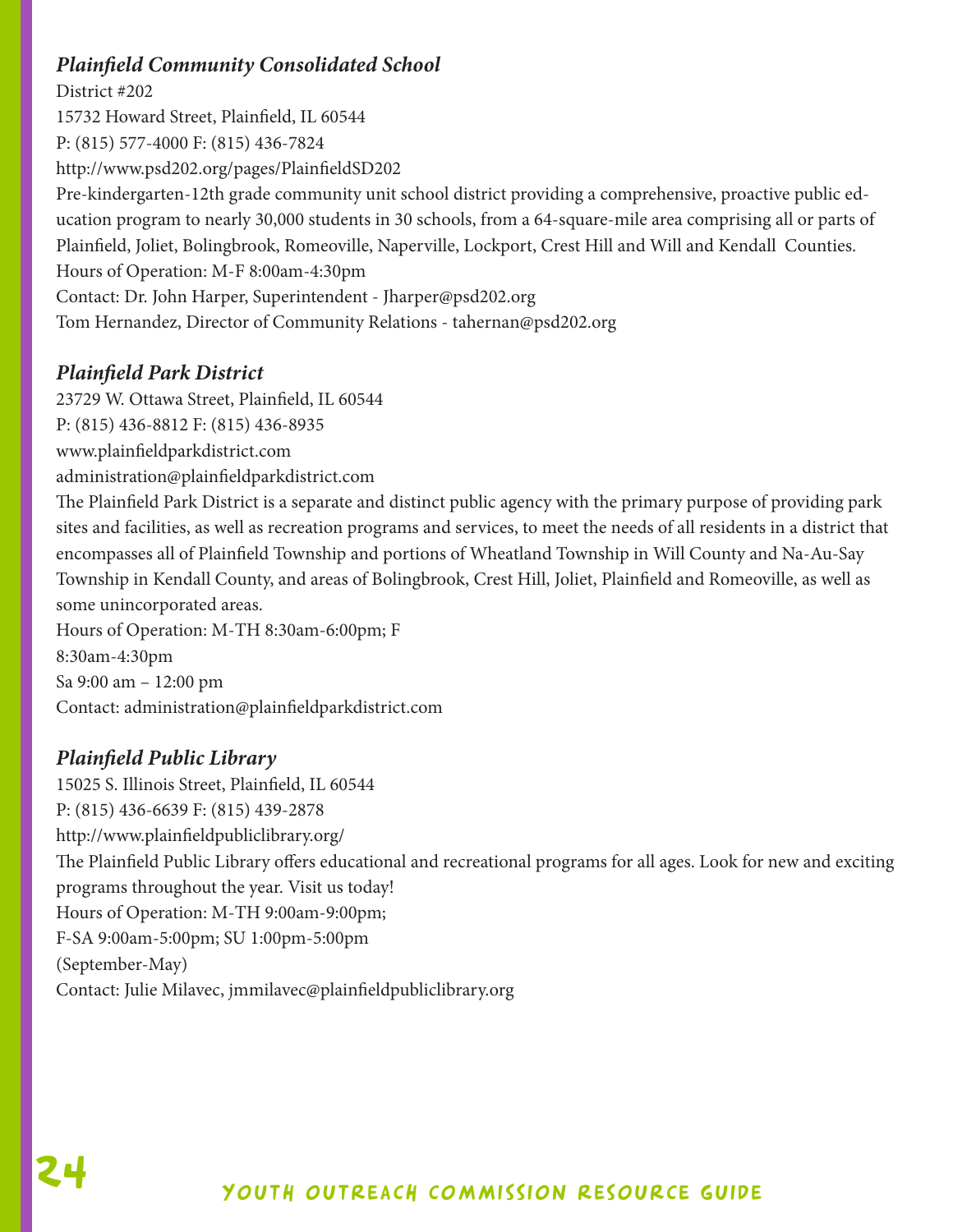### *Plainfield Community Consolidated School*

District #202
15732 Howard Street, Plainfield, IL 60544
P: (815) 577-4000 F: (815) 436-7824
http://www.psd202.org/pages/PlainfieldSD202
Pre-kindergarten-12th grade community unit school district providing a comprehensive, proactive public education program to nearly 30,000 students in 30 schools, from a 64-square-mile area comprising all or parts of Plainfield, Joliet, Bolingbrook, Romeoville, Naperville, Lockport, Crest Hill and Will and Kendall Counties.
Hours of Operation: M-F 8:00am-4:30pm
Contact: Dr. John Harper, Superintendent - Jharper@psd202.org
Tom Hernandez, Director of Community Relations - tahernan@psd202.org

### *Plainfield Park District*

23729 W. Ottawa Street, Plainfield, IL 60544
P: (815) 436-8812 F: (815) 436-8935
www.plainfieldparkdistrict.com
administration@plainfieldparkdistrict.com
The Plainfield Park District is a separate and distinct public agency with the primary purpose of providing park sites and facilities, as well as recreation programs and services, to meet the needs of all residents in a district that encompasses all of Plainfield Township and portions of Wheatland Township in Will County and Na-Au-Say Township in Kendall County, and areas of Bolingbrook, Crest Hill, Joliet, Plainfield and Romeoville, as well as some unincorporated areas.
Hours of Operation: M-TH 8:30am-6:00pm; F
8:30am-4:30pm
Sa 9:00 am – 12:00 pm
Contact: administration@plainfieldparkdistrict.com

### *Plainfield Public Library*

15025 S. Illinois Street, Plainfield, IL 60544
P: (815) 436-6639 F: (815) 439-2878
http://www.plainfieldpubliclibrary.org/
The Plainfield Public Library offers educational and recreational programs for all ages. Look for new and exciting programs throughout the year. Visit us today!
Hours of Operation: M-TH 9:00am-9:00pm;
F-SA 9:00am-5:00pm; SU 1:00pm-5:00pm
(September-May)
Contact: Julie Milavec, jmmilavec@plainfieldpubliclibrary.org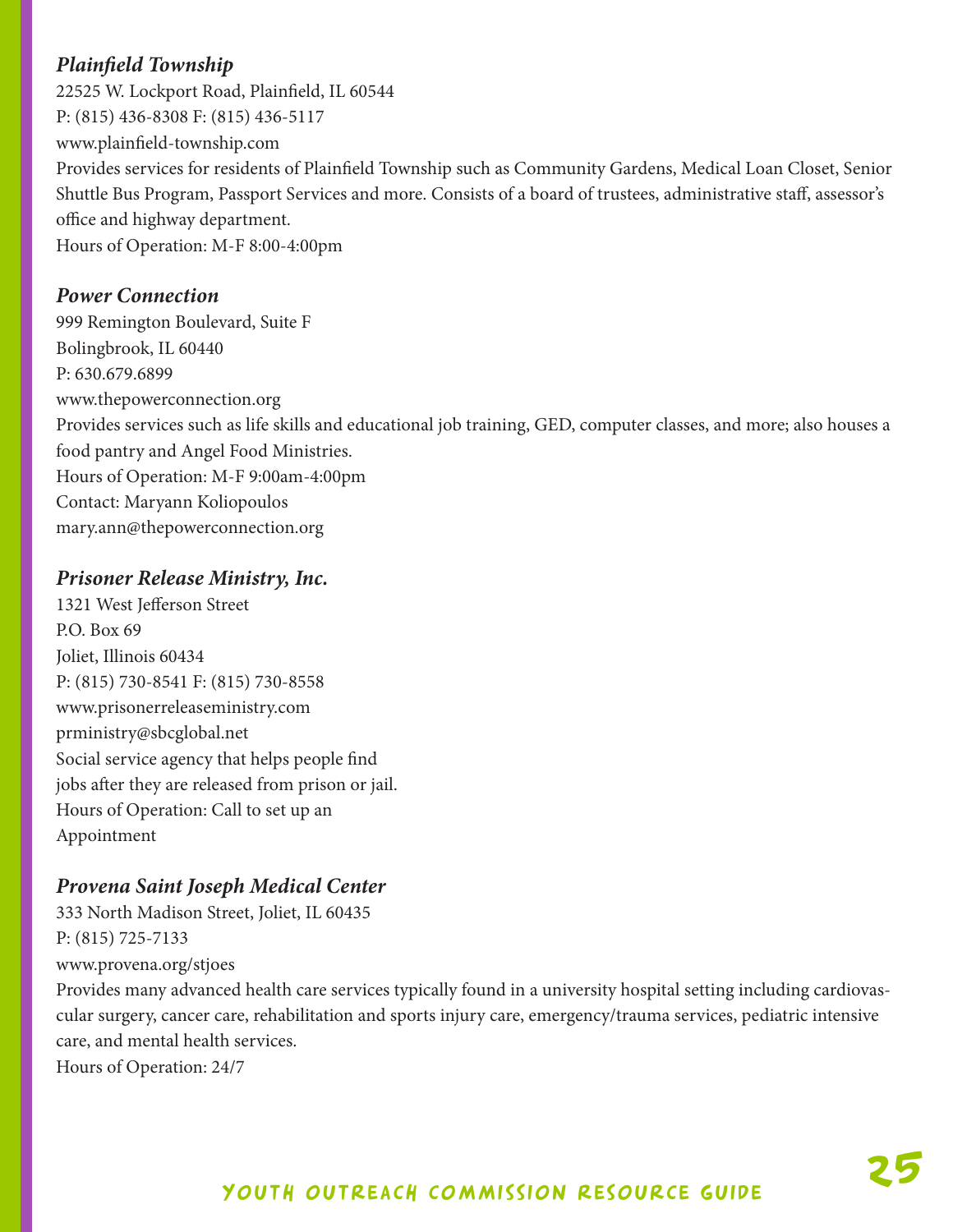### *Plainfield Township*

22525 W. Lockport Road, Plainfield, IL 60544
P: (815) 436-8308 F: (815) 436-5117
www.plainfield-township.com
Provides services for residents of Plainfield Township such as Community Gardens, Medical Loan Closet, Senior Shuttle Bus Program, Passport Services and more. Consists of a board of trustees, administrative staff, assessor's office and highway department.
Hours of Operation: M-F 8:00-4:00pm

### *Power Connection*

999 Remington Boulevard, Suite F
Bolingbrook, IL 60440
P: 630.679.6899
www.thepowerconnection.org
Provides services such as life skills and educational job training, GED, computer classes, and more; also houses a food pantry and Angel Food Ministries.
Hours of Operation: M-F 9:00am-4:00pm
Contact: Maryann Koliopoulos
mary.ann@thepowerconnection.org

### *Prisoner Release Ministry, Inc.*

1321 West Jefferson Street
P.O. Box 69
Joliet, Illinois 60434
P: (815) 730-8541 F: (815) 730-8558
www.prisonerreleaseministry.com
prministry@sbcglobal.net
Social service agency that helps people find jobs after they are released from prison or jail.
Hours of Operation: Call to set up an Appointment

### *Provena Saint Joseph Medical Center*

333 North Madison Street, Joliet, IL 60435
P: (815) 725-7133
www.provena.org/stjoes
Provides many advanced health care services typically found in a university hospital setting including cardiovascular surgery, cancer care, rehabilitation and sports injury care, emergency/trauma services, pediatric intensive care, and mental health services.
Hours of Operation: 24/7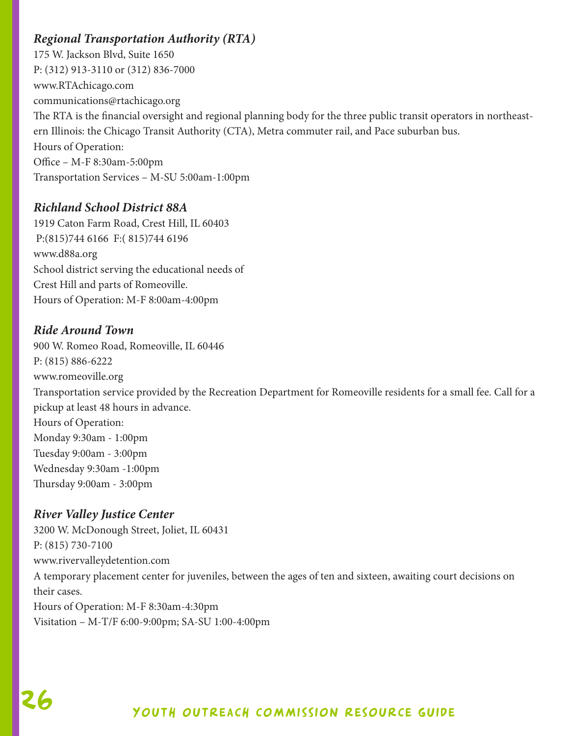### *Regional Transportation Authority (RTA)*

175 W. Jackson Blvd, Suite 1650
P: (312) 913-3110 or (312) 836-7000
www.RTAchicago.com
communications@rtachicago.org
The RTA is the financial oversight and regional planning body for the three public transit operators in northeastern Illinois: the Chicago Transit Authority (CTA), Metra commuter rail, and Pace suburban bus.
Hours of Operation:
Office – M-F 8:30am-5:00pm
Transportation Services – M-SU 5:00am-1:00pm

### *Richland School District 88A*

1919 Caton Farm Road, Crest Hill, IL 60403
P:(815)744 6166 F:( 815)744 6196
www.d88a.org
School district serving the educational needs of
Crest Hill and parts of Romeoville.
Hours of Operation: M-F 8:00am-4:00pm

### *Ride Around Town*

900 W. Romeo Road, Romeoville, IL 60446
P: (815) 886-6222
www.romeoville.org
Transportation service provided by the Recreation Department for Romeoville residents for a small fee. Call for a pickup at least 48 hours in advance.
Hours of Operation:
Monday 9:30am - 1:00pm
Tuesday 9:00am - 3:00pm
Wednesday 9:30am -1:00pm
Thursday 9:00am - 3:00pm

### *River Valley Justice Center*

3200 W. McDonough Street, Joliet, IL 60431
P: (815) 730-7100
www.rivervalleydetention.com
A temporary placement center for juveniles, between the ages of ten and sixteen, awaiting court decisions on their cases.
Hours of Operation: M-F 8:30am-4:30pm
Visitation – M-T/F 6:00-9:00pm; SA-SU 1:00-4:00pm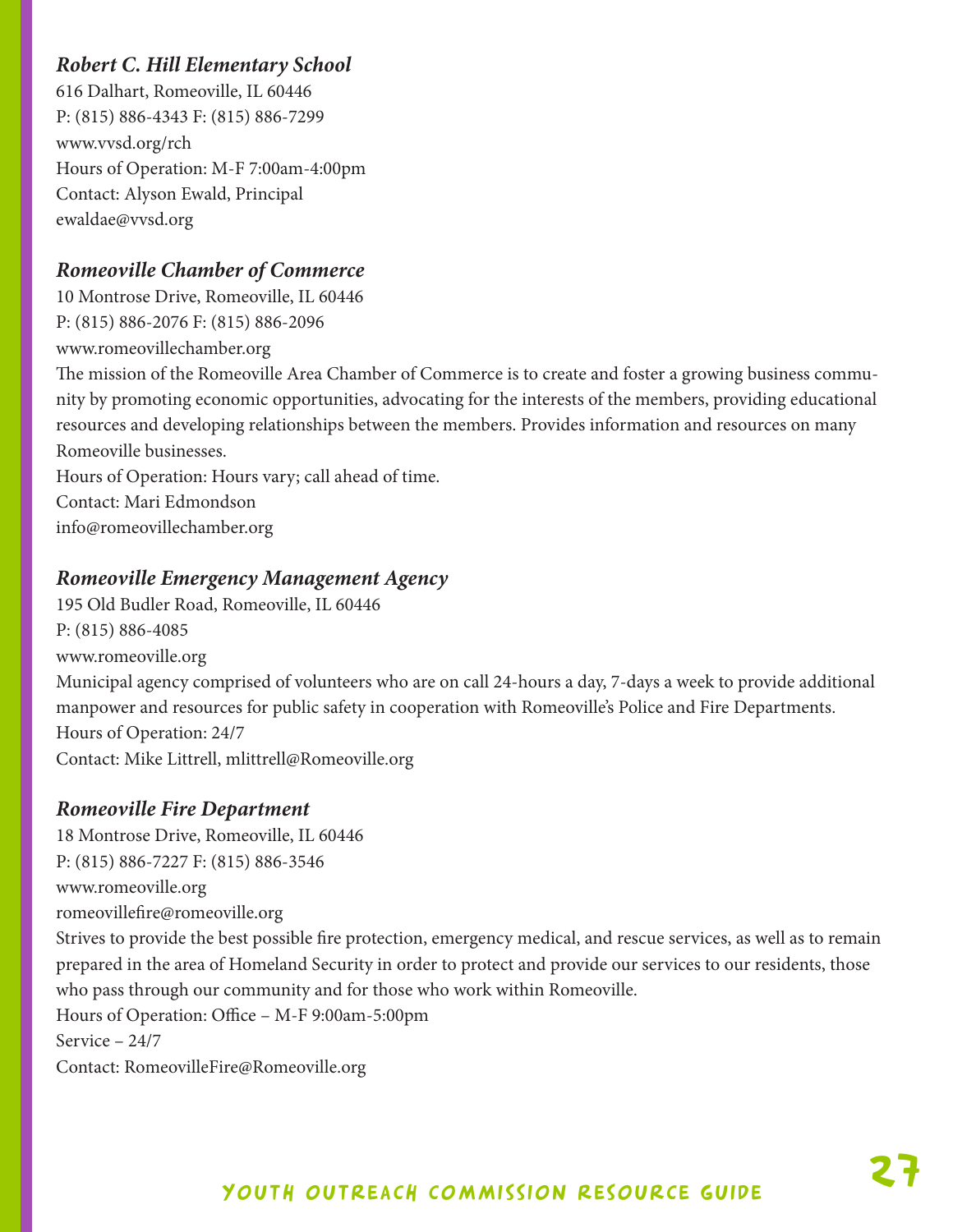### *Robert C. Hill Elementary School*

616 Dalhart, Romeoville, IL 60446
P: (815) 886-4343 F: (815) 886-7299
www.vvsd.org/rch
Hours of Operation: M-F 7:00am-4:00pm
Contact: Alyson Ewald, Principal
ewaldae@vvsd.org

### *Romeoville Chamber of Commerce*

10 Montrose Drive, Romeoville, IL 60446
P: (815) 886-2076 F: (815) 886-2096
www.romeovillechamber.org
The mission of the Romeoville Area Chamber of Commerce is to create and foster a growing business community by promoting economic opportunities, advocating for the interests of the members, providing educational resources and developing relationships between the members. Provides information and resources on many Romeoville businesses.
Hours of Operation: Hours vary; call ahead of time.
Contact: Mari Edmondson
info@romeovillechamber.org

### *Romeoville Emergency Management Agency*

195 Old Budler Road, Romeoville, IL 60446
P: (815) 886-4085
www.romeoville.org
Municipal agency comprised of volunteers who are on call 24-hours a day, 7-days a week to provide additional manpower and resources for public safety in cooperation with Romeoville's Police and Fire Departments.
Hours of Operation: 24/7
Contact: Mike Littrell, mlittrell@Romeoville.org

### *Romeoville Fire Department*

18 Montrose Drive, Romeoville, IL 60446
P: (815) 886-7227 F: (815) 886-3546
www.romeoville.org
romeovillefire@romeoville.org
Strives to provide the best possible fire protection, emergency medical, and rescue services, as well as to remain prepared in the area of Homeland Security in order to protect and provide our services to our residents, those who pass through our community and for those who work within Romeoville.
Hours of Operation: Office – M-F 9:00am-5:00pm
Service – 24/7
Contact: RomeovilleFire@Romeoville.org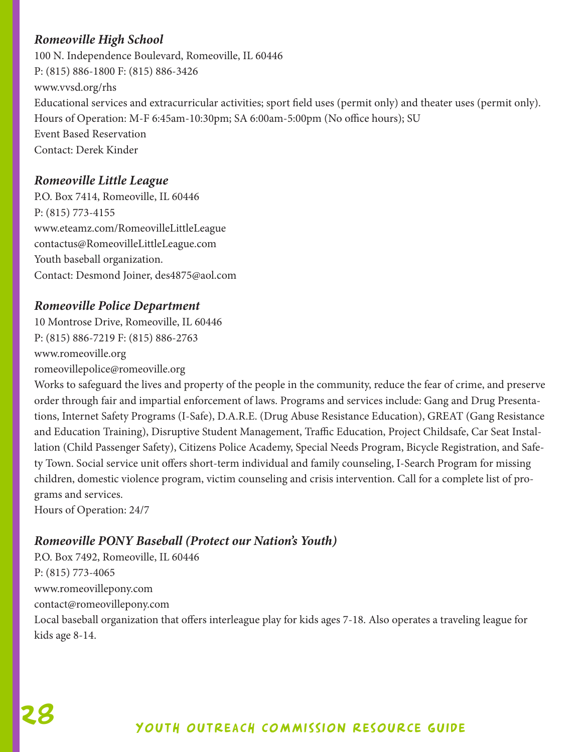### *Romeoville High School*

100 N. Independence Boulevard, Romeoville, IL 60446
P: (815) 886-1800 F: (815) 886-3426
www.vvsd.org/rhs
Educational services and extracurricular activities; sport field uses (permit only) and theater uses (permit only).
Hours of Operation: M-F 6:45am-10:30pm; SA 6:00am-5:00pm (No office hours); SU
Event Based Reservation
Contact: Derek Kinder

### *Romeoville Little League*

P.O. Box 7414, Romeoville, IL 60446
P: (815) 773-4155
www.eteamz.com/RomeovilleLittleLeague
contactus@RomeovilleLittleLeague.com
Youth baseball organization.
Contact: Desmond Joiner, des4875@aol.com

### *Romeoville Police Department*

10 Montrose Drive, Romeoville, IL 60446
P: (815) 886-7219 F: (815) 886-2763
www.romeoville.org
romeovillepolice@romeoville.org
Works to safeguard the lives and property of the people in the community, reduce the fear of crime, and preserve order through fair and impartial enforcement of laws. Programs and services include: Gang and Drug Presentations, Internet Safety Programs (I-Safe), D.A.R.E. (Drug Abuse Resistance Education), GREAT (Gang Resistance and Education Training), Disruptive Student Management, Traffic Education, Project Childsafe, Car Seat Installation (Child Passenger Safety), Citizens Police Academy, Special Needs Program, Bicycle Registration, and Safety Town. Social service unit offers short-term individual and family counseling, I-Search Program for missing children, domestic violence program, victim counseling and crisis intervention. Call for a complete list of programs and services.
Hours of Operation: 24/7

### *Romeoville PONY Baseball (Protect our Nation's Youth)*

P.O. Box 7492, Romeoville, IL 60446
P: (815) 773-4065
www.romeovillepony.com
contact@romeovillepony.com
Local baseball organization that offers interleague play for kids ages 7-18. Also operates a traveling league for kids age 8-14.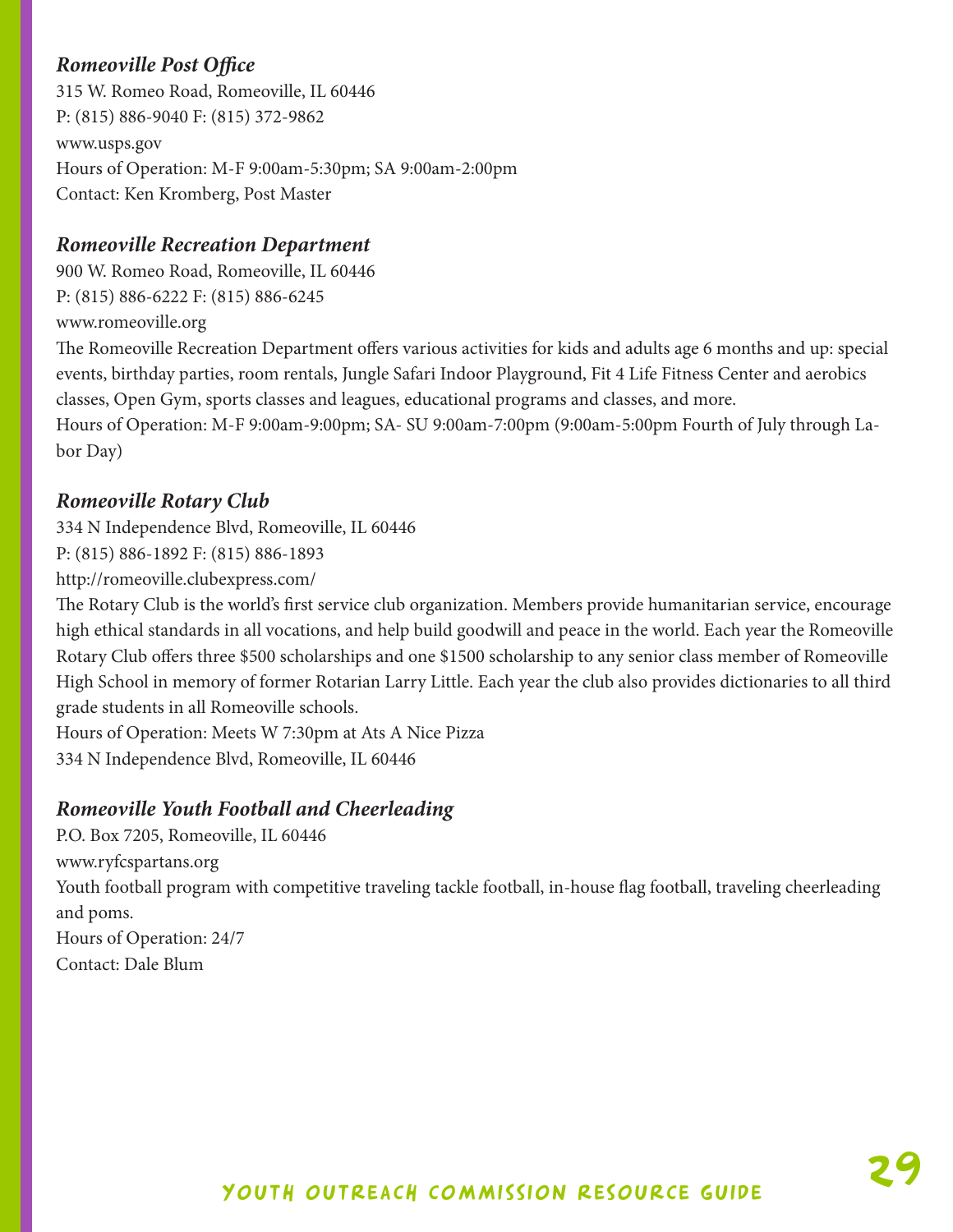### *Romeoville Post Office*

315 W. Romeo Road, Romeoville, IL 60446
P: (815) 886-9040 F: (815) 372-9862
www.usps.gov
Hours of Operation: M-F 9:00am-5:30pm; SA 9:00am-2:00pm
Contact: Ken Kromberg, Post Master

### *Romeoville Recreation Department*

900 W. Romeo Road, Romeoville, IL 60446
P: (815) 886-6222 F: (815) 886-6245
www.romeoville.org
The Romeoville Recreation Department offers various activities for kids and adults age 6 months and up: special events, birthday parties, room rentals, Jungle Safari Indoor Playground, Fit 4 Life Fitness Center and aerobics classes, Open Gym, sports classes and leagues, educational programs and classes, and more.
Hours of Operation: M-F 9:00am-9:00pm; SA- SU 9:00am-7:00pm (9:00am-5:00pm Fourth of July through Labor Day)

### *Romeoville Rotary Club*

334 N Independence Blvd, Romeoville, IL 60446
P: (815) 886-1892 F: (815) 886-1893
http://romeoville.clubexpress.com/
The Rotary Club is the world's first service club organization. Members provide humanitarian service, encourage high ethical standards in all vocations, and help build goodwill and peace in the world. Each year the Romeoville Rotary Club offers three $500 scholarships and one $1500 scholarship to any senior class member of Romeoville High School in memory of former Rotarian Larry Little. Each year the club also provides dictionaries to all third grade students in all Romeoville schools.
Hours of Operation: Meets W 7:30pm at Ats A Nice Pizza
334 N Independence Blvd, Romeoville, IL 60446

### *Romeoville Youth Football and Cheerleading*

P.O. Box 7205, Romeoville, IL 60446
www.ryfcspartans.org
Youth football program with competitive traveling tackle football, in-house flag football, traveling cheerleading and poms.
Hours of Operation: 24/7
Contact: Dale Blum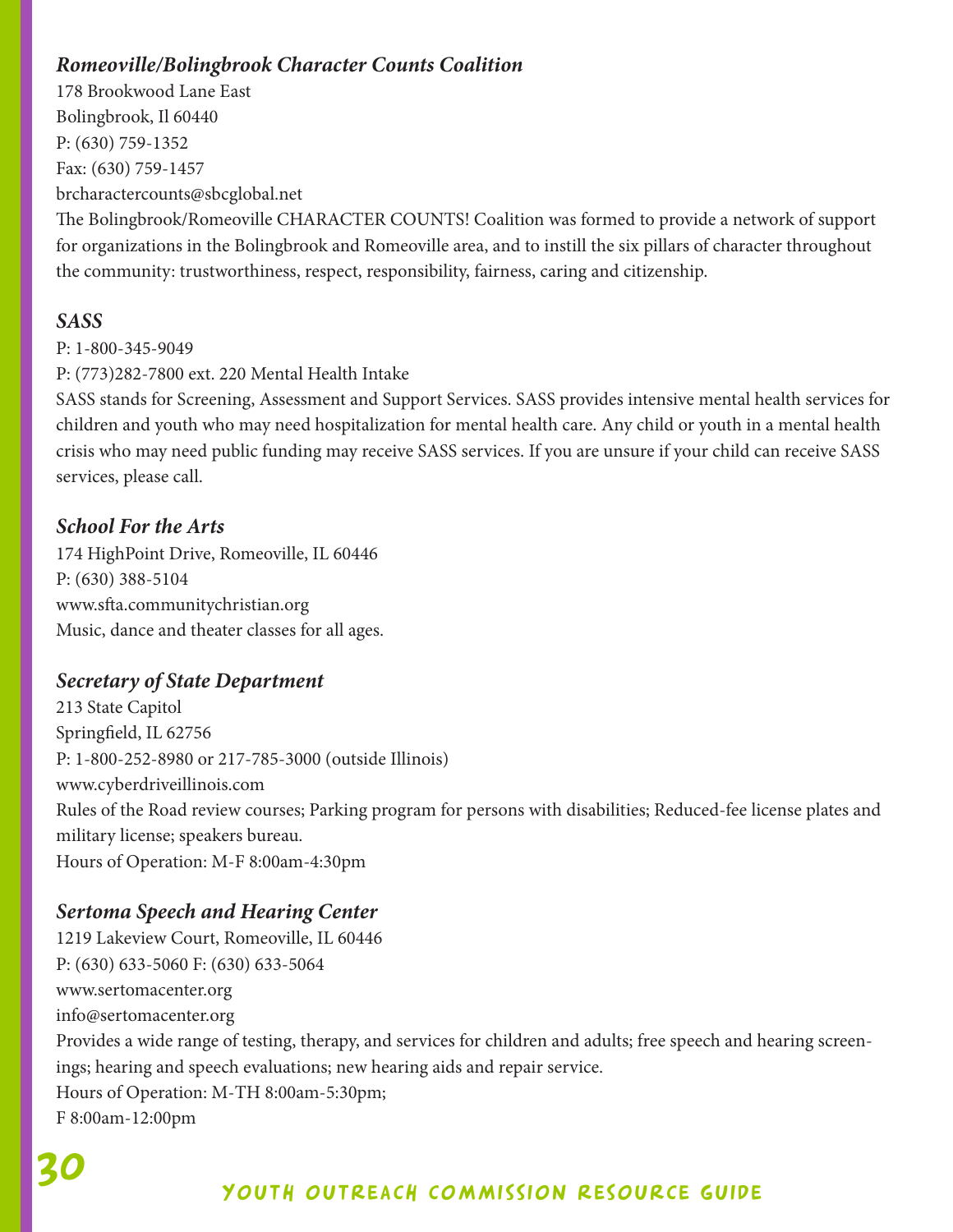### *Romeoville/Bolingbrook Character Counts Coalition*

178 Brookwood Lane East
Bolingbrook, Il 60440
P: (630) 759-1352
Fax: (630) 759-1457
brcharactercounts@sbcglobal.net
The Bolingbrook/Romeoville CHARACTER COUNTS! Coalition was formed to provide a network of support for organizations in the Bolingbrook and Romeoville area, and to instill the six pillars of character throughout the community: trustworthiness, respect, responsibility, fairness, caring and citizenship.

### *SASS*

P: 1-800-345-9049
P: (773)282-7800 ext. 220 Mental Health Intake
SASS stands for Screening, Assessment and Support Services. SASS provides intensive mental health services for children and youth who may need hospitalization for mental health care. Any child or youth in a mental health crisis who may need public funding may receive SASS services. If you are unsure if your child can receive SASS services, please call.

### *School For the Arts*

174 HighPoint Drive, Romeoville, IL 60446
P: (630) 388-5104
www.sfta.communitychristian.org
Music, dance and theater classes for all ages.

### *Secretary of State Department*

213 State Capitol
Springfield, IL 62756
P: 1-800-252-8980 or 217-785-3000 (outside Illinois)
www.cyberdriveillinois.com
Rules of the Road review courses; Parking program for persons with disabilities; Reduced-fee license plates and military license; speakers bureau.
Hours of Operation: M-F 8:00am-4:30pm

### *Sertoma Speech and Hearing Center*

1219 Lakeview Court, Romeoville, IL 60446
P: (630) 633-5060 F: (630) 633-5064
www.sertomacenter.org
info@sertomacenter.org
Provides a wide range of testing, therapy, and services for children and adults; free speech and hearing screenings; hearing and speech evaluations; new hearing aids and repair service.
Hours of Operation: M-TH 8:00am-5:30pm;
F 8:00am-12:00pm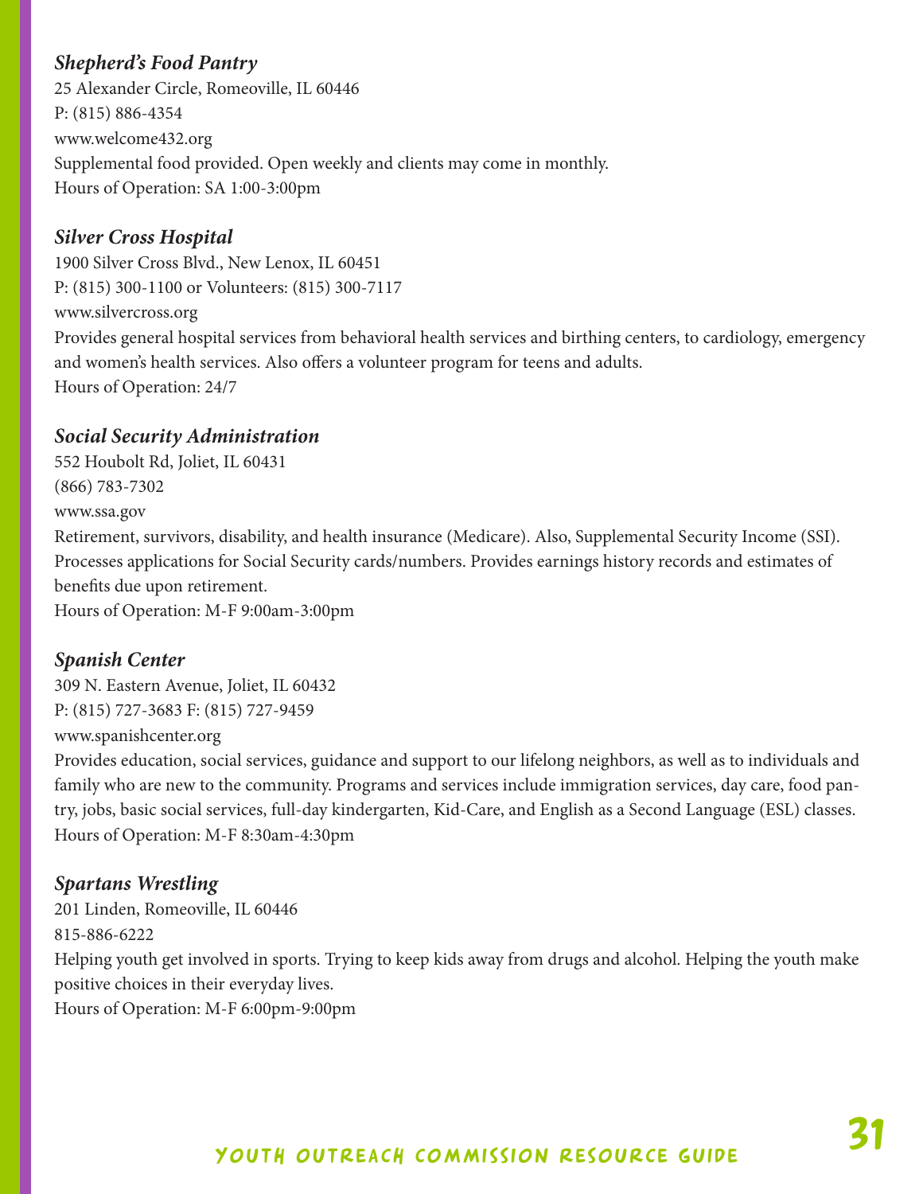### *Shepherd's Food Pantry*

25 Alexander Circle, Romeoville, IL 60446
P: (815) 886-4354
www.welcome432.org
Supplemental food provided. Open weekly and clients may come in monthly.
Hours of Operation: SA 1:00-3:00pm

### *Silver Cross Hospital*

1900 Silver Cross Blvd., New Lenox, IL 60451
P: (815) 300-1100 or Volunteers: (815) 300-7117
www.silvercross.org
Provides general hospital services from behavioral health services and birthing centers, to cardiology, emergency and women's health services. Also offers a volunteer program for teens and adults.
Hours of Operation: 24/7

### *Social Security Administration*

552 Houbolt Rd, Joliet, IL 60431
(866) 783-7302
www.ssa.gov
Retirement, survivors, disability, and health insurance (Medicare). Also, Supplemental Security Income (SSI). Processes applications for Social Security cards/numbers. Provides earnings history records and estimates of benefits due upon retirement.
Hours of Operation: M-F 9:00am-3:00pm

### *Spanish Center*

309 N. Eastern Avenue, Joliet, IL 60432
P: (815) 727-3683 F: (815) 727-9459
www.spanishcenter.org
Provides education, social services, guidance and support to our lifelong neighbors, as well as to individuals and family who are new to the community. Programs and services include immigration services, day care, food pantry, jobs, basic social services, full-day kindergarten, Kid-Care, and English as a Second Language (ESL) classes.
Hours of Operation: M-F 8:30am-4:30pm

### *Spartans Wrestling*

201 Linden, Romeoville, IL 60446
815-886-6222
Helping youth get involved in sports. Trying to keep kids away from drugs and alcohol. Helping the youth make positive choices in their everyday lives.
Hours of Operation: M-F 6:00pm-9:00pm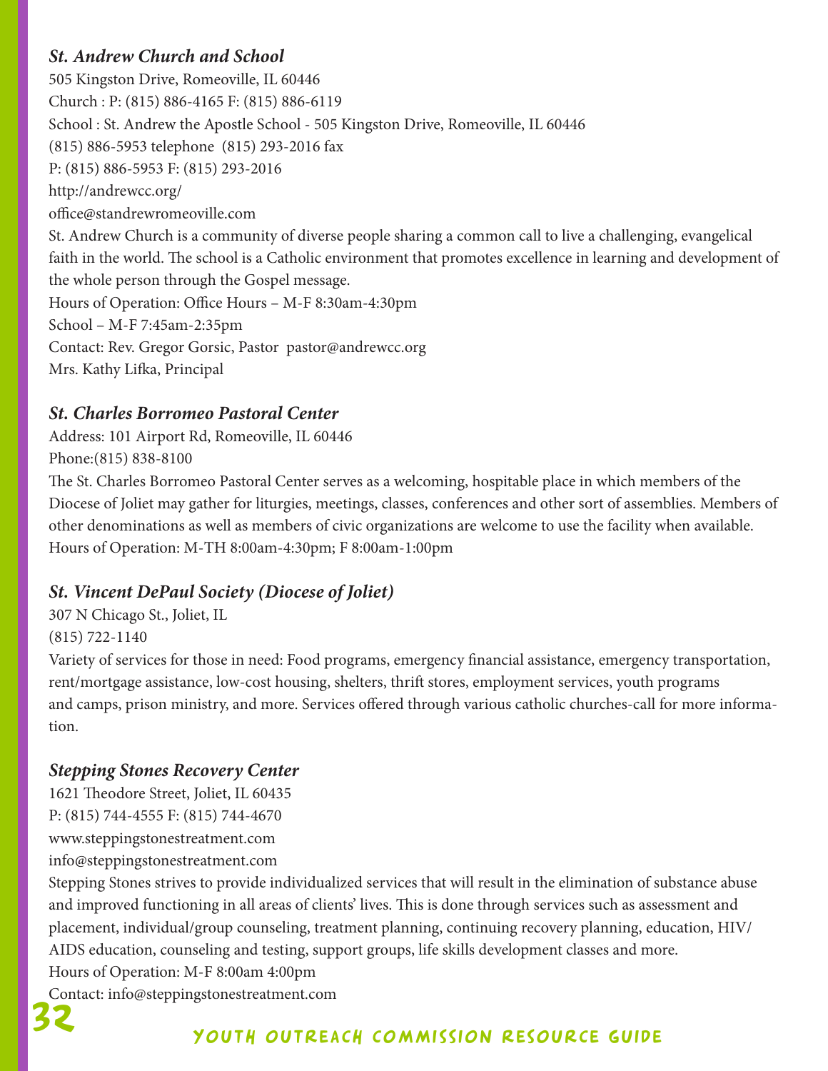### *St. Andrew Church and School*

505 Kingston Drive, Romeoville, IL 60446
Church : P: (815) 886-4165 F: (815) 886-6119
School : St. Andrew the Apostle School - 505 Kingston Drive, Romeoville, IL 60446
(815) 886-5953 telephone (815) 293-2016 fax
P: (815) 886-5953 F: (815) 293-2016
http://andrewcc.org/
office@standrewromeoville.com
St. Andrew Church is a community of diverse people sharing a common call to live a challenging, evangelical faith in the world. The school is a Catholic environment that promotes excellence in learning and development of the whole person through the Gospel message.
Hours of Operation: Office Hours – M-F 8:30am-4:30pm
School – M-F 7:45am-2:35pm
Contact: Rev. Gregor Gorsic, Pastor pastor@andrewcc.org
Mrs. Kathy Lifka, Principal

### *St. Charles Borromeo Pastoral Center*

Address: 101 Airport Rd, Romeoville, IL 60446
Phone:(815) 838-8100
The St. Charles Borromeo Pastoral Center serves as a welcoming, hospitable place in which members of the Diocese of Joliet may gather for liturgies, meetings, classes, conferences and other sort of assemblies. Members of other denominations as well as members of civic organizations are welcome to use the facility when available.
Hours of Operation: M-TH 8:00am-4:30pm; F 8:00am-1:00pm

### *St. Vincent DePaul Society (Diocese of Joliet)*

307 N Chicago St., Joliet, IL
(815) 722-1140
Variety of services for those in need: Food programs, emergency financial assistance, emergency transportation, rent/mortgage assistance, low-cost housing, shelters, thrift stores, employment services, youth programs and camps, prison ministry, and more. Services offered through various catholic churches-call for more information.

### *Stepping Stones Recovery Center*

1621 Theodore Street, Joliet, IL 60435
P: (815) 744-4555 F: (815) 744-4670
www.steppingstonestreatment.com
info@steppingstonestreatment.com
Stepping Stones strives to provide individualized services that will result in the elimination of substance abuse and improved functioning in all areas of clients' lives. This is done through services such as assessment and placement, individual/group counseling, treatment planning, continuing recovery planning, education, HIV/AIDS education, counseling and testing, support groups, life skills development classes and more.
Hours of Operation: M-F 8:00am 4:00pm
Contact: info@steppingstonestreatment.com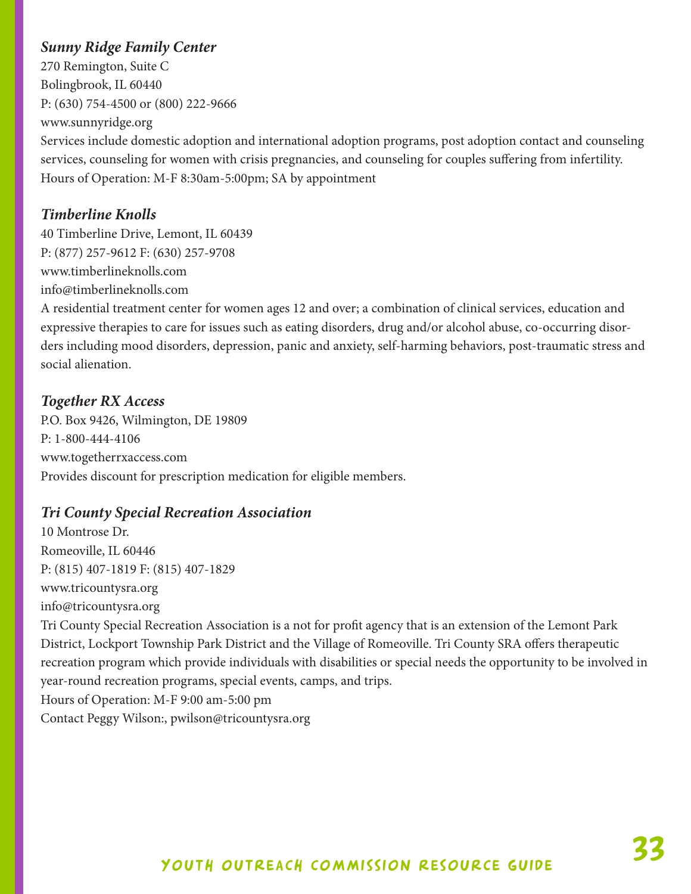***Sunny Ridge Family Center***
270 Remington, Suite C
Bolingbrook, IL 60440
P: (630) 754-4500 or (800) 222-9666
www.sunnyridge.org
Services include domestic adoption and international adoption programs, post adoption contact and counseling services, counseling for women with crisis pregnancies, and counseling for couples suffering from infertility.
Hours of Operation: M-F 8:30am-5:00pm; SA by appointment

***Timberline Knolls***
40 Timberline Drive, Lemont, IL 60439
P: (877) 257-9612 F: (630) 257-9708
www.timberlineknolls.com
info@timberlineknolls.com
A residential treatment center for women ages 12 and over; a combination of clinical services, education and expressive therapies to care for issues such as eating disorders, drug and/or alcohol abuse, co-occurring disorders including mood disorders, depression, panic and anxiety, self-harming behaviors, post-traumatic stress and social alienation.

***Together RX Access***
P.O. Box 9426, Wilmington, DE 19809
P: 1-800-444-4106
www.togetherrxaccess.com
Provides discount for prescription medication for eligible members.

***Tri County Special Recreation Association***
10 Montrose Dr.
Romeoville, IL 60446
P: (815) 407-1819 F: (815) 407-1829
www.tricountysra.org
info@tricountysra.org
Tri County Special Recreation Association is a not for profit agency that is an extension of the Lemont Park District, Lockport Township Park District and the Village of Romeoville. Tri County SRA offers therapeutic recreation program which provide individuals with disabilities or special needs the opportunity to be involved in year-round recreation programs, special events, camps, and trips.
Hours of Operation: M-F 9:00 am-5:00 pm
Contact Peggy Wilson:, pwilson@tricountysra.org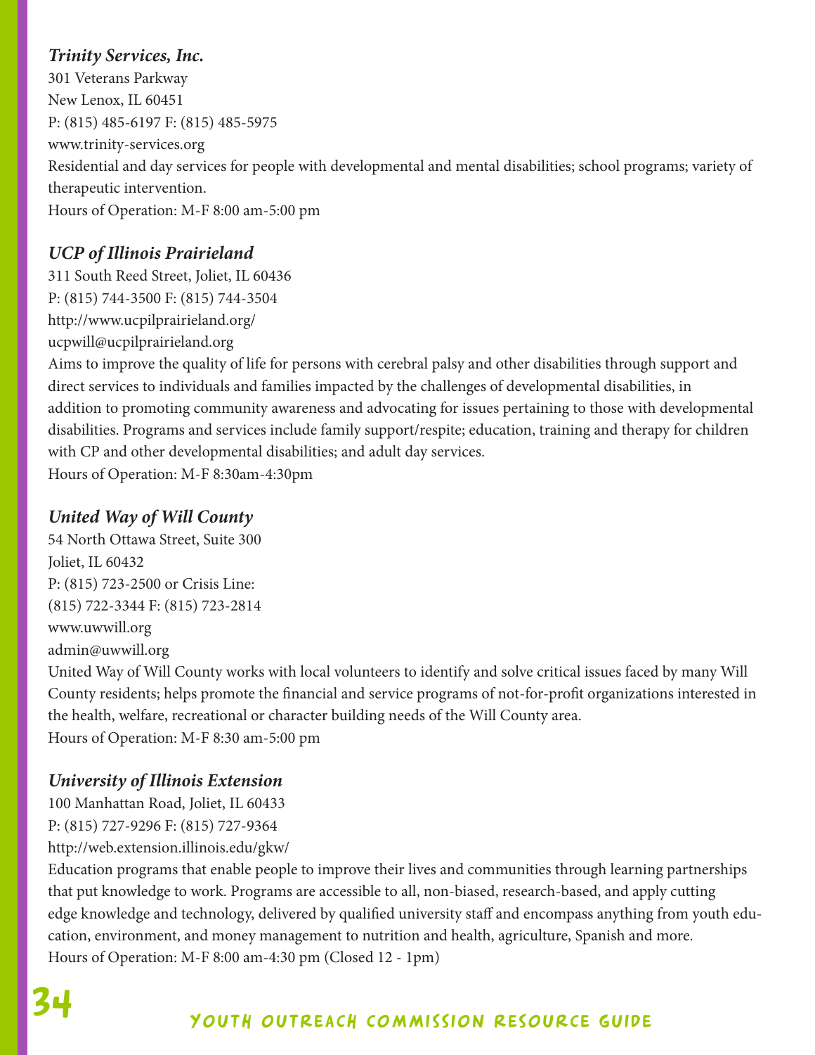### *Trinity Services, Inc.*

301 Veterans Parkway
New Lenox, IL 60451
P: (815) 485-6197 F: (815) 485-5975
www.trinity-services.org
Residential and day services for people with developmental and mental disabilities; school programs; variety of therapeutic intervention.
Hours of Operation: M-F 8:00 am-5:00 pm

### *UCP of Illinois Prairieland*

311 South Reed Street, Joliet, IL 60436
P: (815) 744-3500 F: (815) 744-3504
http://www.ucpilprairieland.org/
ucpwill@ucpilprairieland.org
Aims to improve the quality of life for persons with cerebral palsy and other disabilities through support and direct services to individuals and families impacted by the challenges of developmental disabilities, in addition to promoting community awareness and advocating for issues pertaining to those with developmental disabilities. Programs and services include family support/respite; education, training and therapy for children with CP and other developmental disabilities; and adult day services.
Hours of Operation: M-F 8:30am-4:30pm

### *United Way of Will County*

54 North Ottawa Street, Suite 300
Joliet, IL 60432
P: (815) 723-2500 or Crisis Line:
(815) 722-3344 F: (815) 723-2814
www.uwwill.org
admin@uwwill.org
United Way of Will County works with local volunteers to identify and solve critical issues faced by many Will County residents; helps promote the financial and service programs of not-for-profit organizations interested in the health, welfare, recreational or character building needs of the Will County area.
Hours of Operation: M-F 8:30 am-5:00 pm

### *University of Illinois Extension*

100 Manhattan Road, Joliet, IL 60433
P: (815) 727-9296 F: (815) 727-9364
http://web.extension.illinois.edu/gkw/
Education programs that enable people to improve their lives and communities through learning partnerships that put knowledge to work. Programs are accessible to all, non-biased, research-based, and apply cutting edge knowledge and technology, delivered by qualified university staff and encompass anything from youth education, environment, and money management to nutrition and health, agriculture, Spanish and more.
Hours of Operation: M-F 8:00 am-4:30 pm (Closed 12 - 1pm)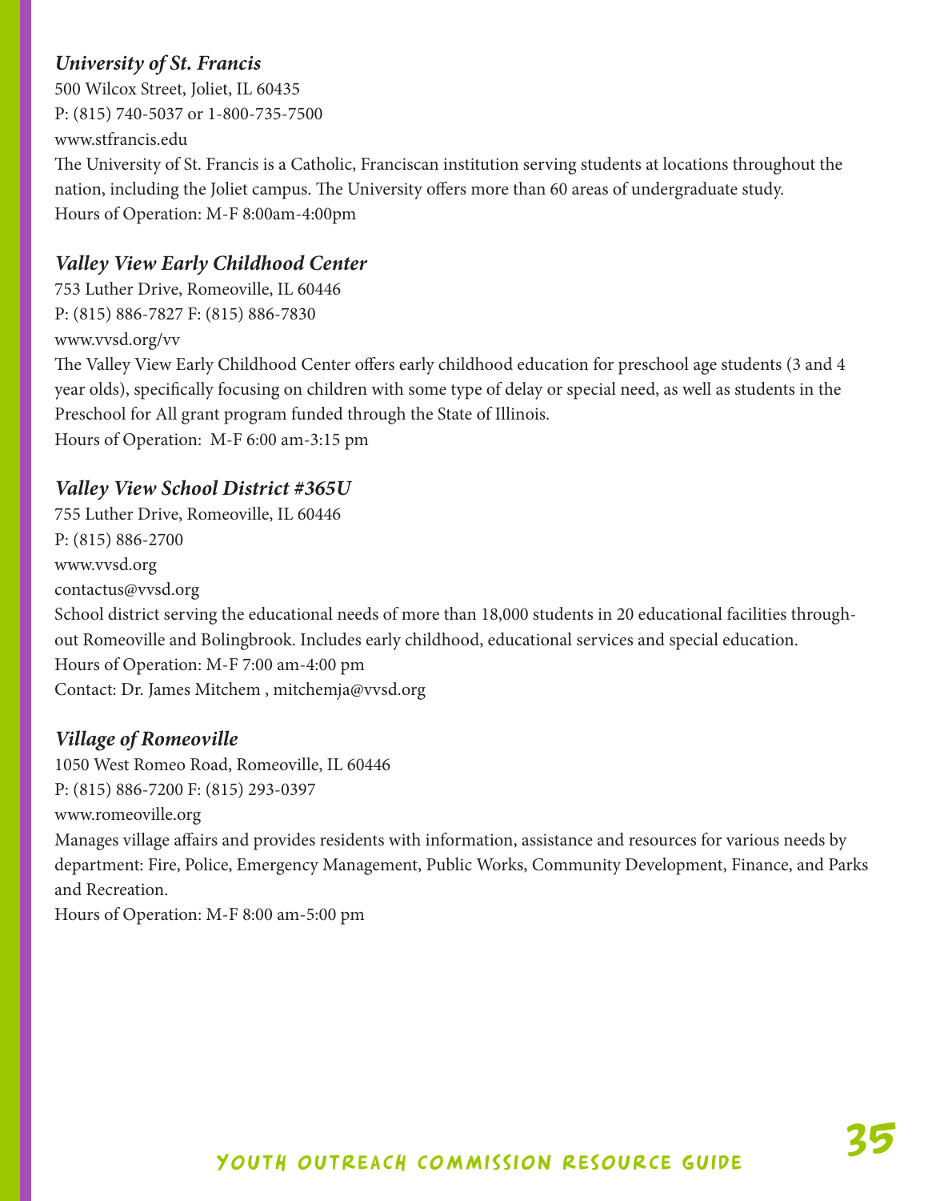### *University of St. Francis*

500 Wilcox Street, Joliet, IL 60435
P: (815) 740-5037 or 1-800-735-7500
www.stfrancis.edu
The University of St. Francis is a Catholic, Franciscan institution serving students at locations throughout the nation, including the Joliet campus. The University offers more than 60 areas of undergraduate study.
Hours of Operation: M-F 8:00am-4:00pm

### *Valley View Early Childhood Center*

753 Luther Drive, Romeoville, IL 60446
P: (815) 886-7827 F: (815) 886-7830
www.vvsd.org/vv
The Valley View Early Childhood Center offers early childhood education for preschool age students (3 and 4 year olds), specifically focusing on children with some type of delay or special need, as well as students in the Preschool for All grant program funded through the State of Illinois.
Hours of Operation: M-F 6:00 am-3:15 pm

### *Valley View School District #365U*

755 Luther Drive, Romeoville, IL 60446
P: (815) 886-2700
www.vvsd.org
contactus@vvsd.org
School district serving the educational needs of more than 18,000 students in 20 educational facilities throughout Romeoville and Bolingbrook. Includes early childhood, educational services and special education.
Hours of Operation: M-F 7:00 am-4:00 pm
Contact: Dr. James Mitchem , mitchemja@vvsd.org

### *Village of Romeoville*

1050 West Romeo Road, Romeoville, IL 60446
P: (815) 886-7200 F: (815) 293-0397
www.romeoville.org
Manages village affairs and provides residents with information, assistance and resources for various needs by department: Fire, Police, Emergency Management, Public Works, Community Development, Finance, and Parks and Recreation.
Hours of Operation: M-F 8:00 am-5:00 pm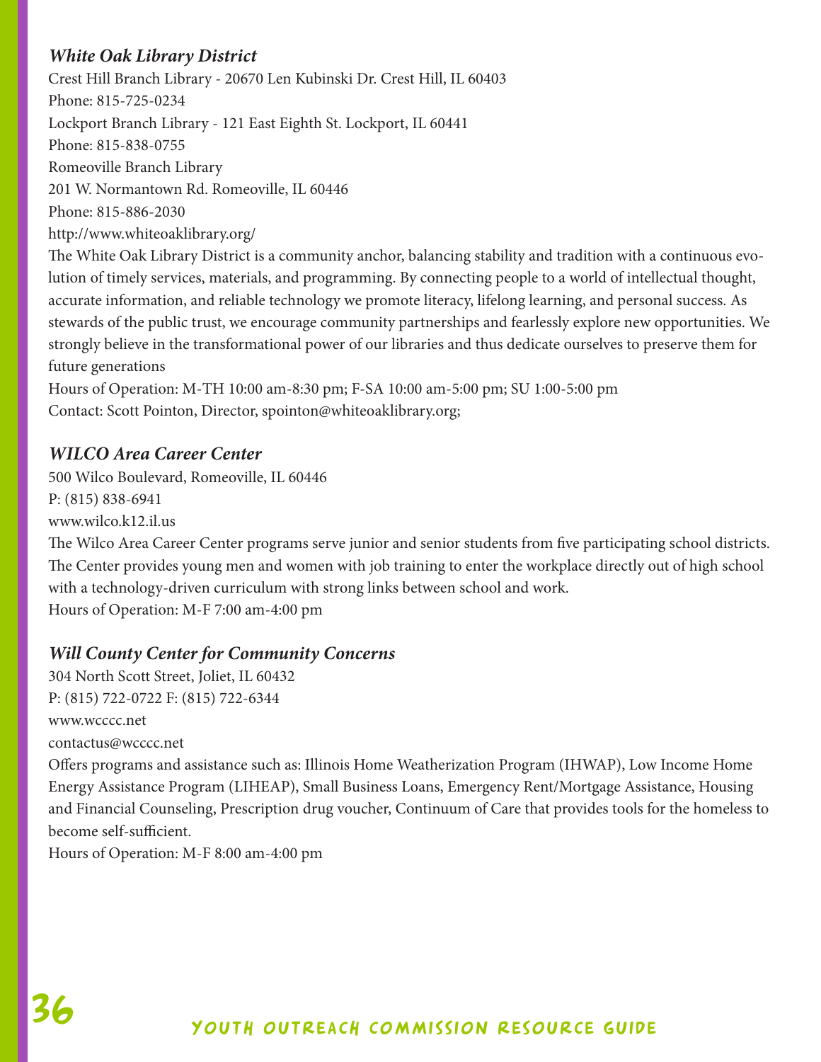### *White Oak Library District*

Crest Hill Branch Library - 20670 Len Kubinski Dr. Crest Hill, IL 60403
Phone: 815-725-0234
Lockport Branch Library - 121 East Eighth St. Lockport, IL 60441
Phone: 815-838-0755
Romeoville Branch Library
201 W. Normantown Rd. Romeoville, IL 60446
Phone: 815-886-2030
http://www.whiteoaklibrary.org/

The White Oak Library District is a community anchor, balancing stability and tradition with a continuous evolution of timely services, materials, and programming. By connecting people to a world of intellectual thought, accurate information, and reliable technology we promote literacy, lifelong learning, and personal success. As stewards of the public trust, we encourage community partnerships and fearlessly explore new opportunities. We strongly believe in the transformational power of our libraries and thus dedicate ourselves to preserve them for future generations

Hours of Operation: M-TH 10:00 am-8:30 pm; F-SA 10:00 am-5:00 pm; SU 1:00-5:00 pm
Contact: Scott Pointon, Director, spointon@whiteoaklibrary.org;

### *WILCO Area Career Center*

500 Wilco Boulevard, Romeoville, IL 60446
P: (815) 838-6941
www.wilco.k12.il.us

The Wilco Area Career Center programs serve junior and senior students from five participating school districts. The Center provides young men and women with job training to enter the workplace directly out of high school with a technology-driven curriculum with strong links between school and work.

Hours of Operation: M-F 7:00 am-4:00 pm

### *Will County Center for Community Concerns*

304 North Scott Street, Joliet, IL 60432
P: (815) 722-0722 F: (815) 722-6344
www.wcccc.net
contactus@wcccc.net

Offers programs and assistance such as: Illinois Home Weatherization Program (IHWAP), Low Income Home Energy Assistance Program (LIHEAP), Small Business Loans, Emergency Rent/Mortgage Assistance, Housing and Financial Counseling, Prescription drug voucher, Continuum of Care that provides tools for the homeless to become self-sufficient.

Hours of Operation: M-F 8:00 am-4:00 pm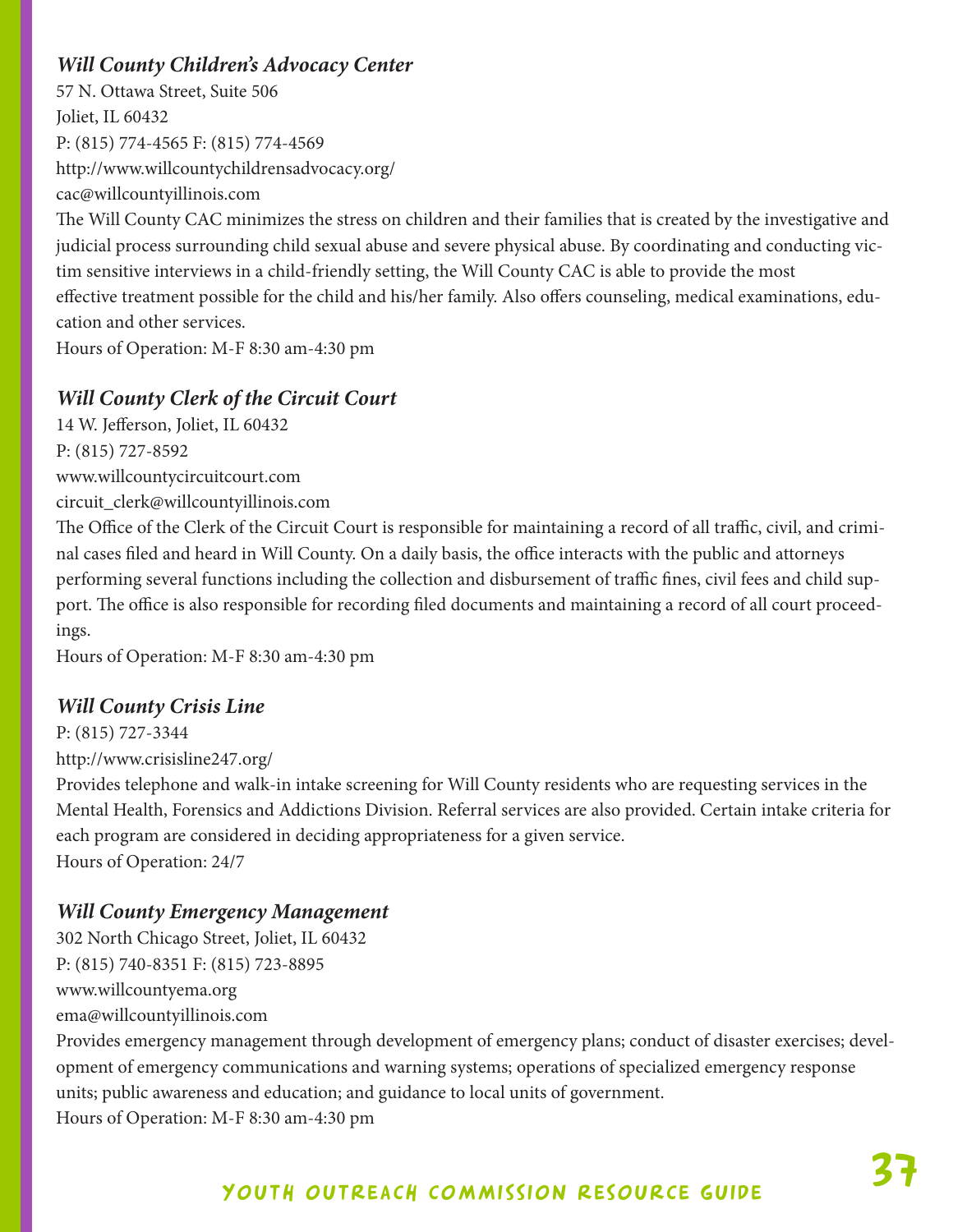### *Will County Children's Advocacy Center*

57 N. Ottawa Street, Suite 506
Joliet, IL 60432
P: (815) 774-4565 F: (815) 774-4569
http://www.willcountychildrensadvocacy.org/
cac@willcountyillinois.com

The Will County CAC minimizes the stress on children and their families that is created by the investigative and judicial process surrounding child sexual abuse and severe physical abuse. By coordinating and conducting victim sensitive interviews in a child-friendly setting, the Will County CAC is able to provide the most effective treatment possible for the child and his/her family. Also offers counseling, medical examinations, education and other services.

Hours of Operation: M-F 8:30 am-4:30 pm

### *Will County Clerk of the Circuit Court*

14 W. Jefferson, Joliet, IL 60432
P: (815) 727-8592
www.willcountycircuitcourt.com
circuit_clerk@willcountyillinois.com

The Office of the Clerk of the Circuit Court is responsible for maintaining a record of all traffic, civil, and criminal cases filed and heard in Will County. On a daily basis, the office interacts with the public and attorneys performing several functions including the collection and disbursement of traffic fines, civil fees and child support. The office is also responsible for recording filed documents and maintaining a record of all court proceedings.

Hours of Operation: M-F 8:30 am-4:30 pm

### *Will County Crisis Line*

P: (815) 727-3344
http://www.crisisline247.org/

Provides telephone and walk-in intake screening for Will County residents who are requesting services in the Mental Health, Forensics and Addictions Division. Referral services are also provided. Certain intake criteria for each program are considered in deciding appropriateness for a given service.

Hours of Operation: 24/7

### *Will County Emergency Management*

302 North Chicago Street, Joliet, IL 60432
P: (815) 740-8351 F: (815) 723-8895
www.willcountyema.org
ema@willcountyillinois.com

Provides emergency management through development of emergency plans; conduct of disaster exercises; development of emergency communications and warning systems; operations of specialized emergency response units; public awareness and education; and guidance to local units of government.

Hours of Operation: M-F 8:30 am-4:30 pm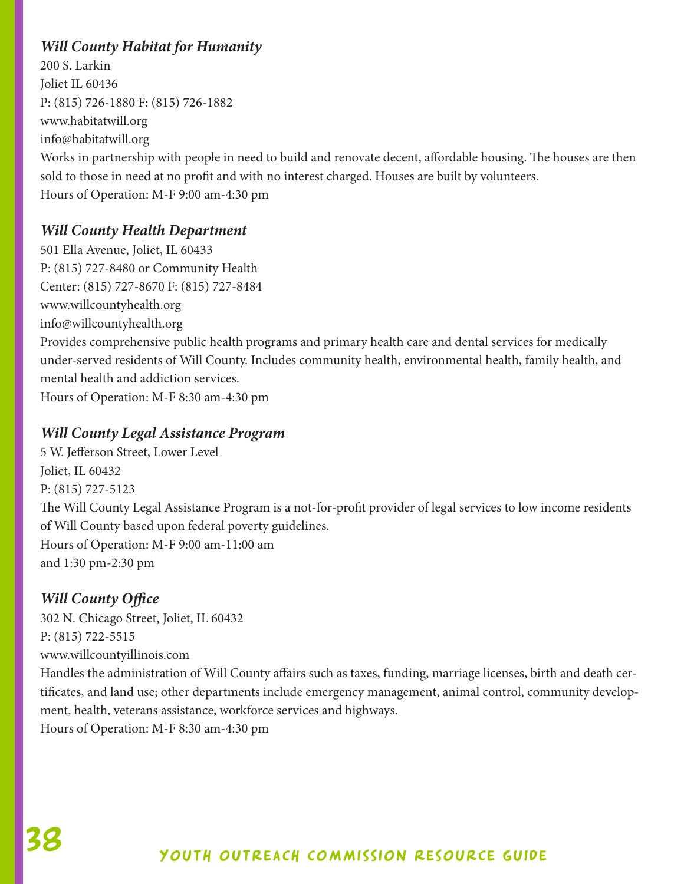### *Will County Habitat for Humanity*

200 S. Larkin
Joliet IL 60436
P: (815) 726-1880 F: (815) 726-1882
www.habitatwill.org
info@habitatwill.org
Works in partnership with people in need to build and renovate decent, affordable housing. The houses are then sold to those in need at no profit and with no interest charged. Houses are built by volunteers.
Hours of Operation: M-F 9:00 am-4:30 pm

### *Will County Health Department*

501 Ella Avenue, Joliet, IL 60433
P: (815) 727-8480 or Community Health
Center: (815) 727-8670 F: (815) 727-8484
www.willcountyhealth.org
info@willcountyhealth.org
Provides comprehensive public health programs and primary health care and dental services for medically under-served residents of Will County. Includes community health, environmental health, family health, and mental health and addiction services.
Hours of Operation: M-F 8:30 am-4:30 pm

### *Will County Legal Assistance Program*

5 W. Jefferson Street, Lower Level
Joliet, IL 60432
P: (815) 727-5123
The Will County Legal Assistance Program is a not-for-profit provider of legal services to low income residents of Will County based upon federal poverty guidelines.
Hours of Operation: M-F 9:00 am-11:00 am
and 1:30 pm-2:30 pm

### *Will County Office*

302 N. Chicago Street, Joliet, IL 60432
P: (815) 722-5515
www.willcountyillinois.com
Handles the administration of Will County affairs such as taxes, funding, marriage licenses, birth and death certificates, and land use; other departments include emergency management, animal control, community development, health, veterans assistance, workforce services and highways.
Hours of Operation: M-F 8:30 am-4:30 pm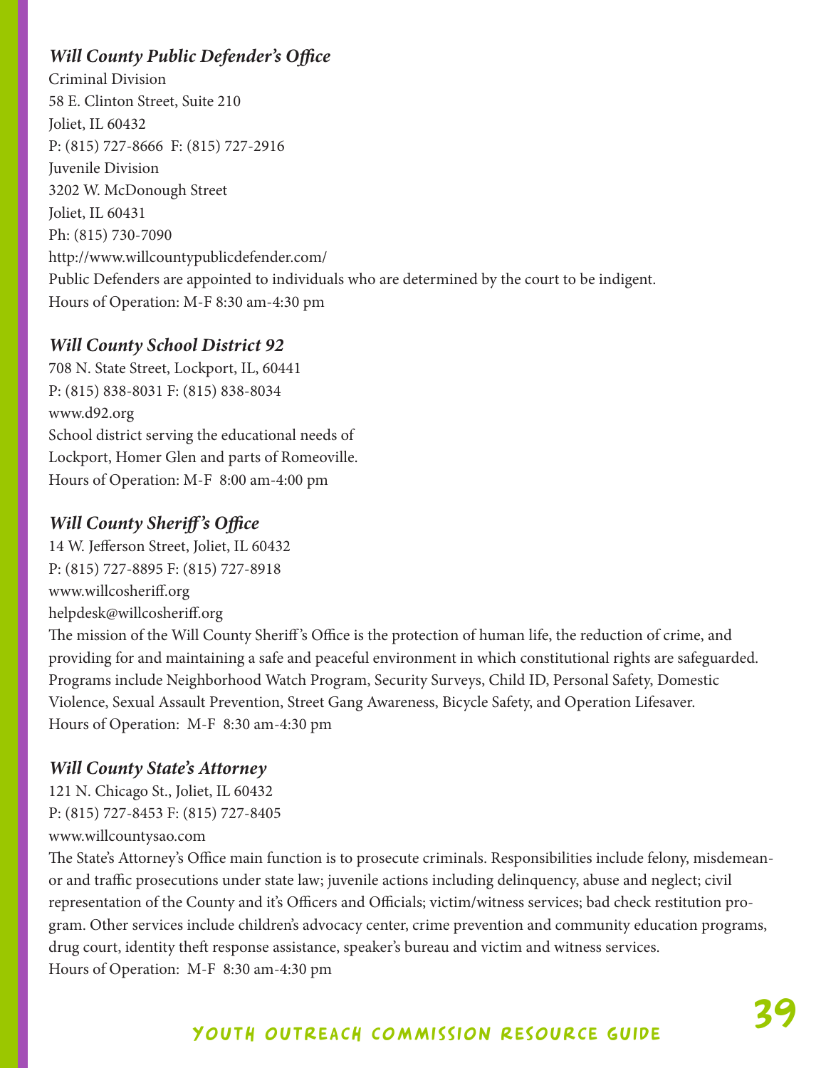### *Will County Public Defender's Office*

Criminal Division
58 E. Clinton Street, Suite 210
Joliet, IL 60432
P: (815) 727-8666 F: (815) 727-2916
Juvenile Division
3202 W. McDonough Street
Joliet, IL 60431
Ph: (815) 730-7090
http://www.willcountypublicdefender.com/
Public Defenders are appointed to individuals who are determined by the court to be indigent.
Hours of Operation: M-F 8:30 am-4:30 pm

### *Will County School District 92*

708 N. State Street, Lockport, IL, 60441
P: (815) 838-8031 F: (815) 838-8034
www.d92.org
School district serving the educational needs of Lockport, Homer Glen and parts of Romeoville.
Hours of Operation: M-F 8:00 am-4:00 pm

### *Will County Sheriff's Office*

14 W. Jefferson Street, Joliet, IL 60432
P: (815) 727-8895 F: (815) 727-8918
www.willcosheriff.org
helpdesk@willcosheriff.org
The mission of the Will County Sheriff's Office is the protection of human life, the reduction of crime, and providing for and maintaining a safe and peaceful environment in which constitutional rights are safeguarded. Programs include Neighborhood Watch Program, Security Surveys, Child ID, Personal Safety, Domestic Violence, Sexual Assault Prevention, Street Gang Awareness, Bicycle Safety, and Operation Lifesaver.
Hours of Operation: M-F 8:30 am-4:30 pm

### *Will County State's Attorney*

121 N. Chicago St., Joliet, IL 60432
P: (815) 727-8453 F: (815) 727-8405
www.willcountysao.com
The State's Attorney's Office main function is to prosecute criminals. Responsibilities include felony, misdemeanor and traffic prosecutions under state law; juvenile actions including delinquency, abuse and neglect; civil representation of the County and it's Officers and Officials; victim/witness services; bad check restitution program. Other services include children's advocacy center, crime prevention and community education programs, drug court, identity theft response assistance, speaker's bureau and victim and witness services.
Hours of Operation: M-F 8:30 am-4:30 pm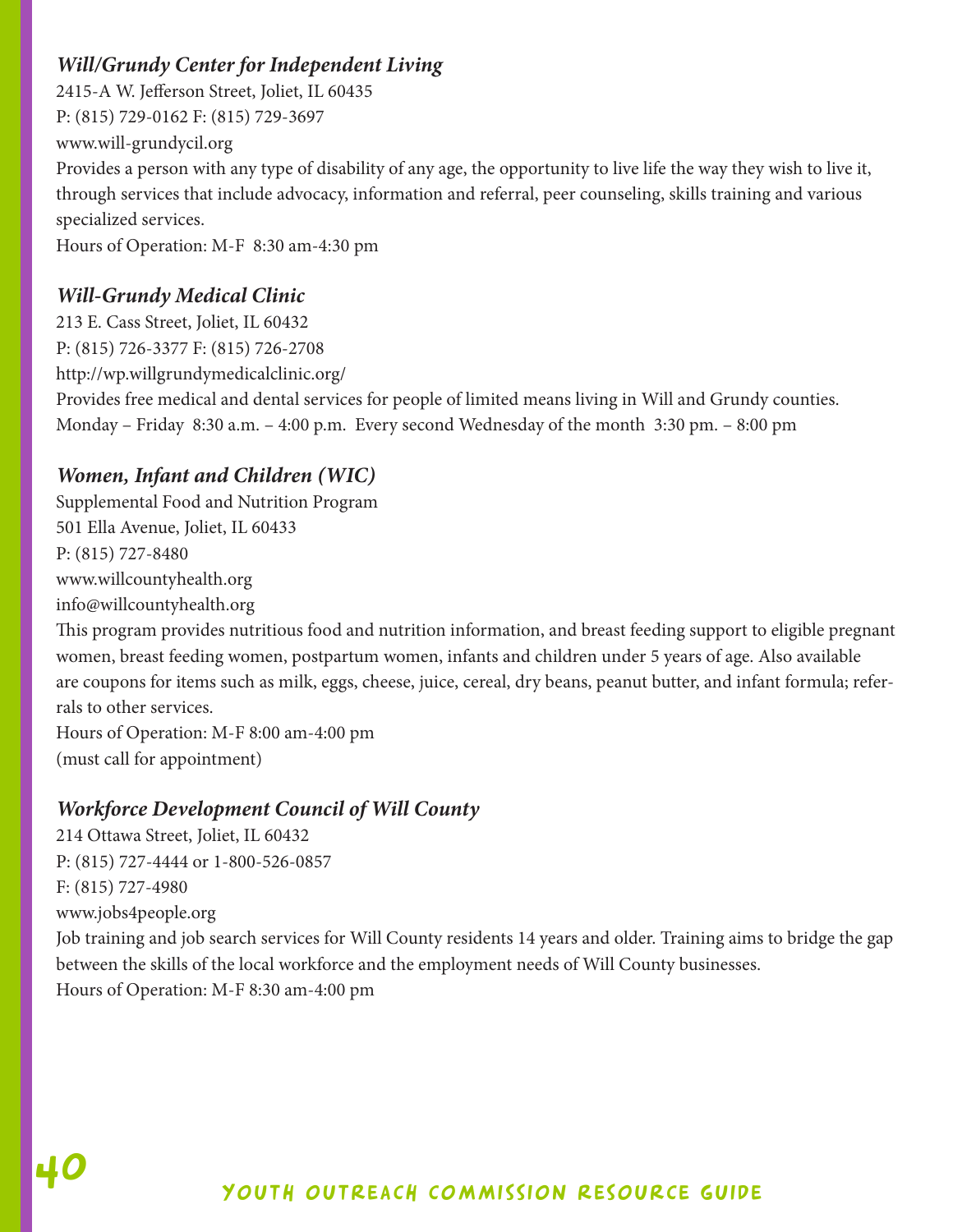### *Will/Grundy Center for Independent Living*

2415-A W. Jefferson Street, Joliet, IL 60435  
P: (815) 729-0162 F: (815) 729-3697  
www.will-grundycil.org  
Provides a person with any type of disability of any age, the opportunity to live life the way they wish to live it, through services that include advocacy, information and referral, peer counseling, skills training and various specialized services.  
Hours of Operation: M-F 8:30 am-4:30 pm

### *Will-Grundy Medical Clinic*

213 E. Cass Street, Joliet, IL 60432  
P: (815) 726-3377 F: (815) 726-2708  
http://wp.willgrundymedicalclinic.org/  
Provides free medical and dental services for people of limited means living in Will and Grundy counties.  
Monday – Friday 8:30 a.m. – 4:00 p.m. Every second Wednesday of the month 3:30 pm. – 8:00 pm

### *Women, Infant and Children (WIC)*

Supplemental Food and Nutrition Program  
501 Ella Avenue, Joliet, IL 60433  
P: (815) 727-8480  
www.willcountyhealth.org  
info@willcountyhealth.org  
This program provides nutritious food and nutrition information, and breast feeding support to eligible pregnant women, breast feeding women, postpartum women, infants and children under 5 years of age. Also available are coupons for items such as milk, eggs, cheese, juice, cereal, dry beans, peanut butter, and infant formula; referrals to other services.  
Hours of Operation: M-F 8:00 am-4:00 pm  
(must call for appointment)

### *Workforce Development Council of Will County*

214 Ottawa Street, Joliet, IL 60432  
P: (815) 727-4444 or 1-800-526-0857  
F: (815) 727-4980  
www.jobs4people.org  
Job training and job search services for Will County residents 14 years and older. Training aims to bridge the gap between the skills of the local workforce and the employment needs of Will County businesses.  
Hours of Operation: M-F 8:30 am-4:00 pm